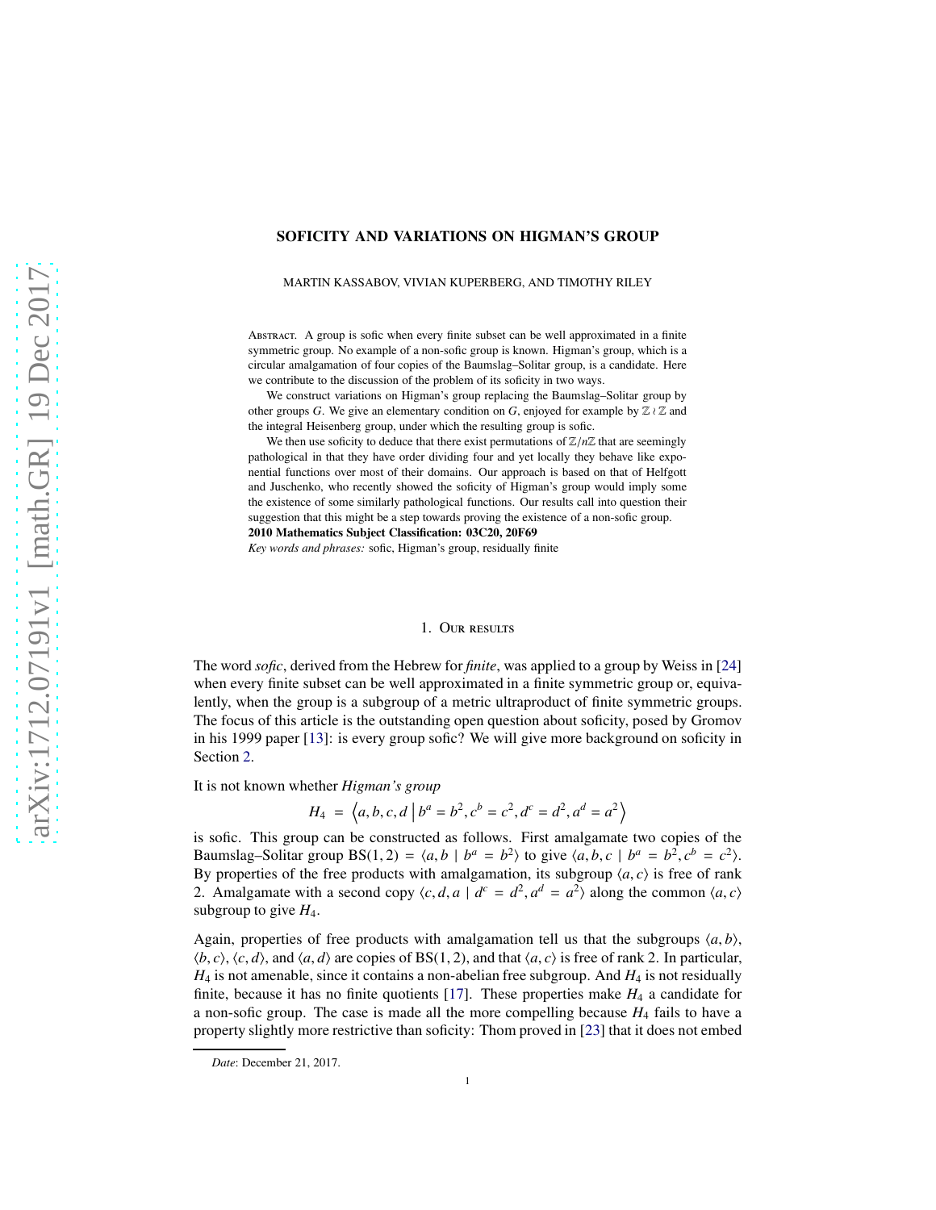# SOFICITY AND VARIATIONS ON HIGMAN'S GROUP

MARTIN KASSABOV, VIVIAN KUPERBERG, AND TIMOTHY RILEY

Abstract. A group is sofic when every finite subset can be well approximated in a finite symmetric group. No example of a non-sofic group is known. Higman's group, which is a circular amalgamation of four copies of the Baumslag–Solitar group, is a candidate. Here we contribute to the discussion of the problem of its soficity in two ways.

We construct variations on Higman's group replacing the Baumslag–Solitar group by other groups $G$. We give an elementary condition on $G$, enjoyed for example by $\mathbb{Z} \wr \mathbb{Z}$ and the integral Heisenberg group, under which the resulting group is sofic.

We then use soficity to deduce that there exist permutations of $\mathbb{Z}/n\mathbb{Z}$ that are seemingly pathological in that they have order dividing four and yet locally they behave like exponential functions over most of their domains. Our approach is based on that of Helfgott and Juschenko, who recently showed the soficity of Higman's group would imply some the existence of some similarly pathological functions. Our results call into question their suggestion that this might be a step towards proving the existence of a non-sofic group.

**2010 Mathematics Subject Classification: 03C20, 20F69**

*Key words and phrases:* sofic, Higman's group, residually finite

## 1. Our results

The word *sofic*, derived from the Hebrew for *finite*, was applied to a group by Weiss in [24] when every finite subset can be well approximated in a finite symmetric group or, equivalently, when the group is a subgroup of a metric ultraproduct of finite symmetric groups. The focus of this article is the outstanding open question about soficity, posed by Gromov in his 1999 paper [13]: is every group sofic? We will give more background on soficity in Section 2.

It is not known whether *Higman's group*

$$H_4 \ = \ \left\langle a, b, c, d \ \middle| \ b^a = b^2, c^b = c^2, d^c = d^2, a^d = a^2 \right\rangle$$

is sofic. This group can be constructed as follows. First amalgamate two copies of the Baumslag–Solitar group $\mathrm{BS}(1,2) = \langle a, b \mid b^a = b^2 \rangle$ to give $\langle a, b, c \mid b^a = b^2, c^b = c^2 \rangle$. By properties of the free products with amalgamation, its subgroup $\langle a, c \rangle$ is free of rank 2. Amalgamate with a second copy $\langle c, d, a \mid d^c = d^2, a^d = a^2 \rangle$ along the common $\langle a, c \rangle$ subgroup to give $H_4$.

Again, properties of free products with amalgamation tell us that the subgroups $\langle a, b \rangle$, $\langle b, c \rangle$, $\langle c, d \rangle$, and $\langle a, d \rangle$ are copies of $\mathrm{BS}(1,2)$, and that $\langle a, c \rangle$ is free of rank 2. In particular, $H_4$ is not amenable, since it contains a non-abelian free subgroup. And $H_4$ is not residually finite, because it has no finite quotients [17]. These properties make $H_4$ a candidate for a non-sofic group. The case is made all the more compelling because $H_4$ fails to have a property slightly more restrictive than soficity: Thom proved in [23] that it does not embed

*Date*: December 21, 2017.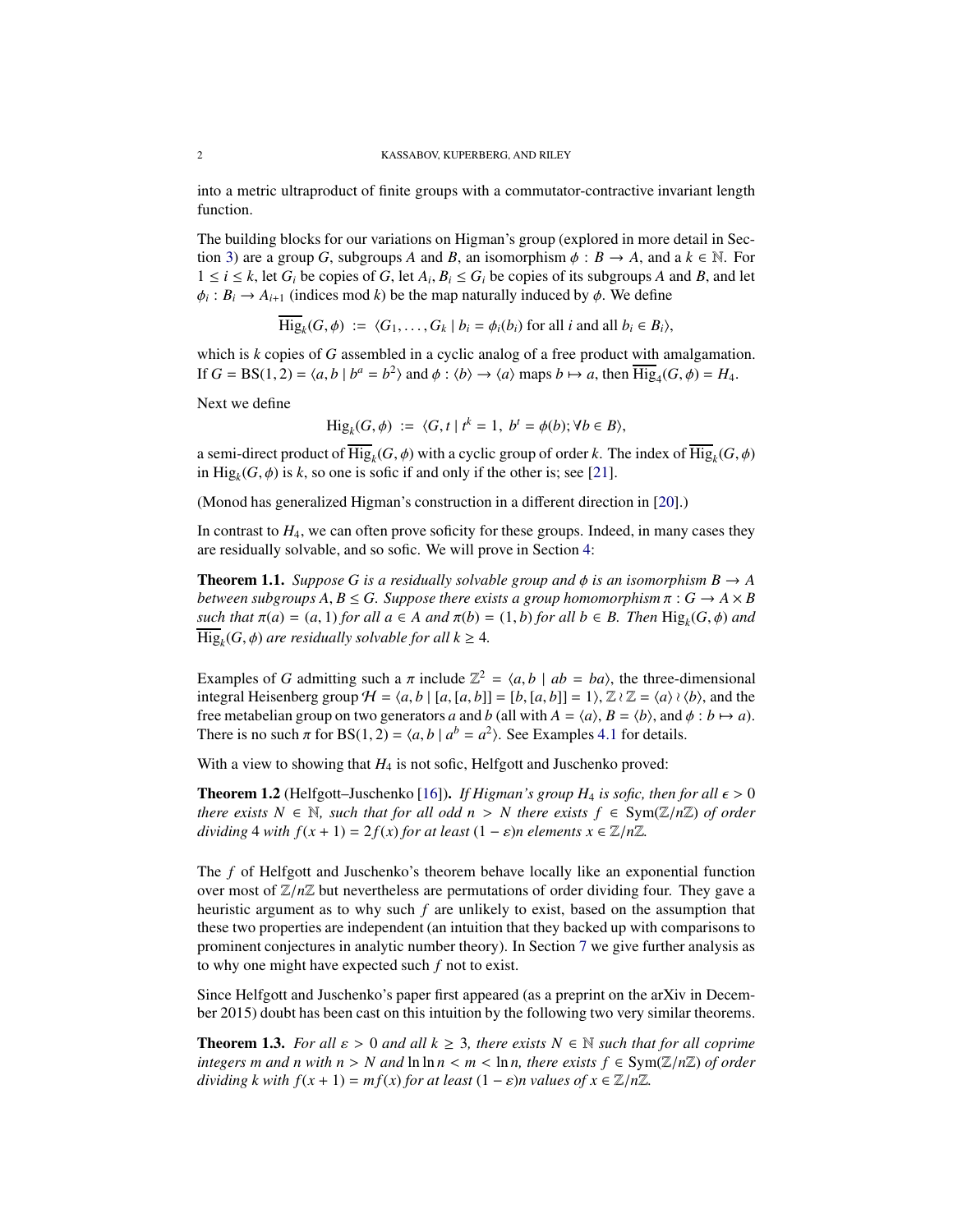into a metric ultraproduct of finite groups with a commutator-contractive invariant length function.

The building blocks for our variations on Higman's group (explored in more detail in Section 3) are a group $G$, subgroups $A$ and $B$, an isomorphism $\phi : B \to A$, and a $k \in \mathbb{N}$. For $1 \le i \le k$, let $G_i$ be copies of $G$, let $A_i, B_i \le G_i$ be copies of its subgroups $A$ and $B$, and let $\phi_i : B_i \to A_{i+1}$ (indices mod $k$) be the map naturally induced by $\phi$. We define

$$\overline{\mathrm{Hig}}_k(G, \phi) \ := \ \langle G_1, \ldots, G_k \mid b_i = \phi_i(b_i) \text{ for all } i \text{ and all } b_i \in B_i \rangle,$$

which is $k$ copies of $G$ assembled in a cyclic analog of a free product with amalgamation. If $G = \mathrm{BS}(1,2) = \langle a, b \mid b^a = b^2 \rangle$ and $\phi : \langle b \rangle \to \langle a \rangle$ maps $b \mapsto a$, then $\overline{\mathrm{Hig}}_4(G, \phi) = H_4$.

Next we define

$$\mathrm{Hig}_k(G, \phi) \ := \ \langle G, t \mid t^k = 1, \ b^t = \phi(b); \forall b \in B \rangle,$$

a semi-direct product of $\overline{\mathrm{Hig}}_k(G, \phi)$ with a cyclic group of order $k$. The index of $\overline{\mathrm{Hig}}_k(G, \phi)$ in $\mathrm{Hig}_k(G, \phi)$ is $k$, so one is sofic if and only if the other is; see [21].

(Monod has generalized Higman's construction in a different direction in [20].)

In contrast to $H_4$, we can often prove soficity for these groups. Indeed, in many cases they are residually solvable, and so sofic. We will prove in Section 4:

**Theorem 1.1.** *Suppose $G$ is a residually solvable group and $\phi$ is an isomorphism $B \to A$ between subgroups $A, B \le G$. Suppose there exists a group homomorphism $\pi : G \to A \times B$ such that $\pi(a) = (a, 1)$ for all $a \in A$ and $\pi(b) = (1, b)$ for all $b \in B$. Then $\mathrm{Hig}_k(G, \phi)$ and $\overline{\mathrm{Hig}}_k(G, \phi)$ are residually solvable for all $k \ge 4$.*

Examples of $G$ admitting such a $\pi$ include $\mathbb{Z}^2 = \langle a, b \mid ab = ba \rangle$, the three-dimensional integral Heisenberg group $\mathcal{H} = \langle a, b \mid [a,[a,b]] = [b,[a,b]] = 1 \rangle$, $\mathbb{Z} \wr \mathbb{Z} = \langle a \rangle \wr \langle b \rangle$, and the free metabelian group on two generators $a$ and $b$ (all with $A = \langle a \rangle$, $B = \langle b \rangle$, and $\phi : b \mapsto a$). There is no such $\pi$ for $\mathrm{BS}(1,2) = \langle a, b \mid a^b = a^2 \rangle$. See Examples 4.1 for details.

With a view to showing that $H_4$ is not sofic, Helfgott and Juschenko proved:

**Theorem 1.2** (Helfgott–Juschenko [16])**.** *If Higman's group $H_4$ is sofic, then for all $\epsilon > 0$ there exists $N \in \mathbb{N}$, such that for all odd $n > N$ there exists $f \in \mathrm{Sym}(\mathbb{Z}/n\mathbb{Z})$ of order dividing 4 with $f(x+1) = 2f(x)$ for at least $(1-\varepsilon)n$ elements $x \in \mathbb{Z}/n\mathbb{Z}$.*

The $f$ of Helfgott and Juschenko's theorem behave locally like an exponential function over most of $\mathbb{Z}/n\mathbb{Z}$ but nevertheless are permutations of order dividing four. They gave a heuristic argument as to why such $f$ are unlikely to exist, based on the assumption that these two properties are independent (an intuition that they backed up with comparisons to prominent conjectures in analytic number theory). In Section 7 we give further analysis as to why one might have expected such $f$ not to exist.

Since Helfgott and Juschenko's paper first appeared (as a preprint on the arXiv in December 2015) doubt has been cast on this intuition by the following two very similar theorems.

**Theorem 1.3.** *For all $\varepsilon > 0$ and all $k \ge 3$, there exists $N \in \mathbb{N}$ such that for all coprime integers $m$ and $n$ with $n > N$ and $\ln \ln n < m < \ln n$, there exists $f \in \mathrm{Sym}(\mathbb{Z}/n\mathbb{Z})$ of order dividing $k$ with $f(x+1) = mf(x)$ for at least $(1-\varepsilon)n$ values of $x \in \mathbb{Z}/n\mathbb{Z}$.*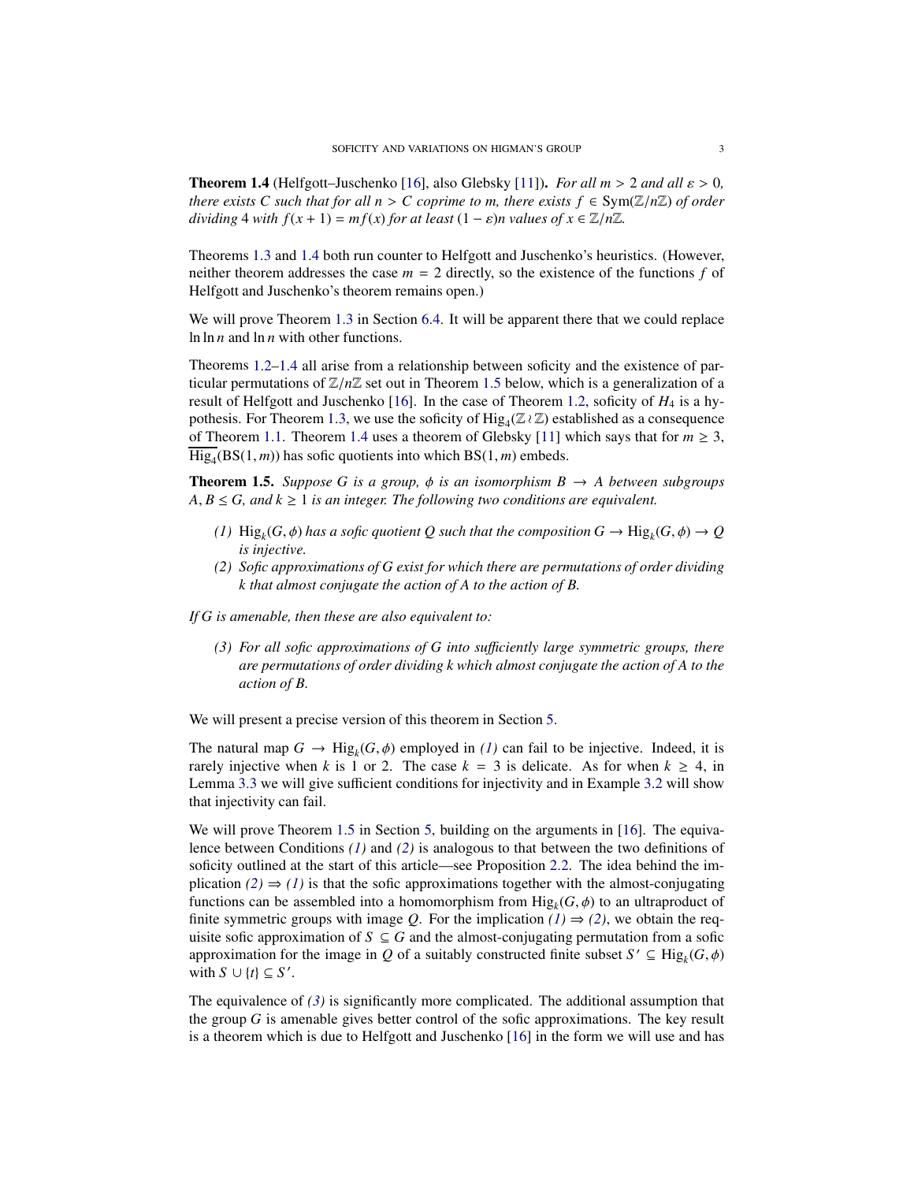**Theorem 1.4** (Helfgott–Juschenko [16], also Glebsky [11]). *For all $m > 2$ and all $\varepsilon > 0$, there exists $C$ such that for all $n > C$ coprime to $m$, there exists $f \in \mathrm{Sym}(\mathbb{Z}/n\mathbb{Z})$ of order dividing 4 with $f(x+1) = mf(x)$ for at least $(1-\varepsilon)n$ values of $x \in \mathbb{Z}/n\mathbb{Z}$.*

Theorems 1.3 and 1.4 both run counter to Helfgott and Juschenko's heuristics. (However, neither theorem addresses the case $m = 2$ directly, so the existence of the functions $f$ of Helfgott and Juschenko's theorem remains open.)

We will prove Theorem 1.3 in Section 6.4. It will be apparent there that we could replace $\ln \ln n$ and $\ln n$ with other functions.

Theorems 1.2–1.4 all arise from a relationship between soficity and the existence of particular permutations of $\mathbb{Z}/n\mathbb{Z}$ set out in Theorem 1.5 below, which is a generalization of a result of Helfgott and Juschenko [16]. In the case of Theorem 1.2, soficity of $H_4$ is a hypothesis. For Theorem 1.3, we use the soficity of $\mathrm{Hig}_4(\mathbb{Z} \wr \mathbb{Z})$ established as a consequence of Theorem 1.1. Theorem 1.4 uses a theorem of Glebsky [11] which says that for $m \geq 3$, $\overline{\mathrm{Hig}_4}(\mathrm{BS}(1,m))$ has sofic quotients into which $\mathrm{BS}(1,m)$ embeds.

**Theorem 1.5.** *Suppose $G$ is a group, $\phi$ is an isomorphism $B \to A$ between subgroups $A, B \leq G$, and $k \geq 1$ is an integer. The following two conditions are equivalent.*

1. *$\mathrm{Hig}_k(G,\phi)$ has a sofic quotient $Q$ such that the composition $G \to \mathrm{Hig}_k(G,\phi) \to Q$ is injective.*
2. *Sofic approximations of $G$ exist for which there are permutations of order dividing $k$ that almost conjugate the action of $A$ to the action of $B$.*

*If $G$ is amenable, then these are also equivalent to:*

3. *For all sofic approximations of $G$ into sufficiently large symmetric groups, there are permutations of order dividing $k$ which almost conjugate the action of $A$ to the action of $B$.*

We will present a precise version of this theorem in Section 5.

The natural map $G \to \mathrm{Hig}_k(G,\phi)$ employed in *(1)* can fail to be injective. Indeed, it is rarely injective when $k$ is 1 or 2. The case $k = 3$ is delicate. As for when $k \geq 4$, in Lemma 3.3 we will give sufficient conditions for injectivity and in Example 3.2 will show that injectivity can fail.

We will prove Theorem 1.5 in Section 5, building on the arguments in [16]. The equivalence between Conditions *(1)* and *(2)* is analogous to that between the two definitions of soficity outlined at the start of this article—see Proposition 2.2. The idea behind the implication *(2)* $\Rightarrow$ *(1)* is that the sofic approximations together with the almost-conjugating functions can be assembled into a homomorphism from $\mathrm{Hig}_k(G,\phi)$ to an ultraproduct of finite symmetric groups with image $Q$. For the implication *(1)* $\Rightarrow$ *(2)*, we obtain the requisite sofic approximation of $S \subseteq G$ and the almost-conjugating permutation from a sofic approximation for the image in $Q$ of a suitably constructed finite subset $S' \subseteq \mathrm{Hig}_k(G,\phi)$ with $S \cup \{t\} \subseteq S'$.

The equivalence of *(3)* is significantly more complicated. The additional assumption that the group $G$ is amenable gives better control of the sofic approximations. The key result is a theorem which is due to Helfgott and Juschenko [16] in the form we will use and has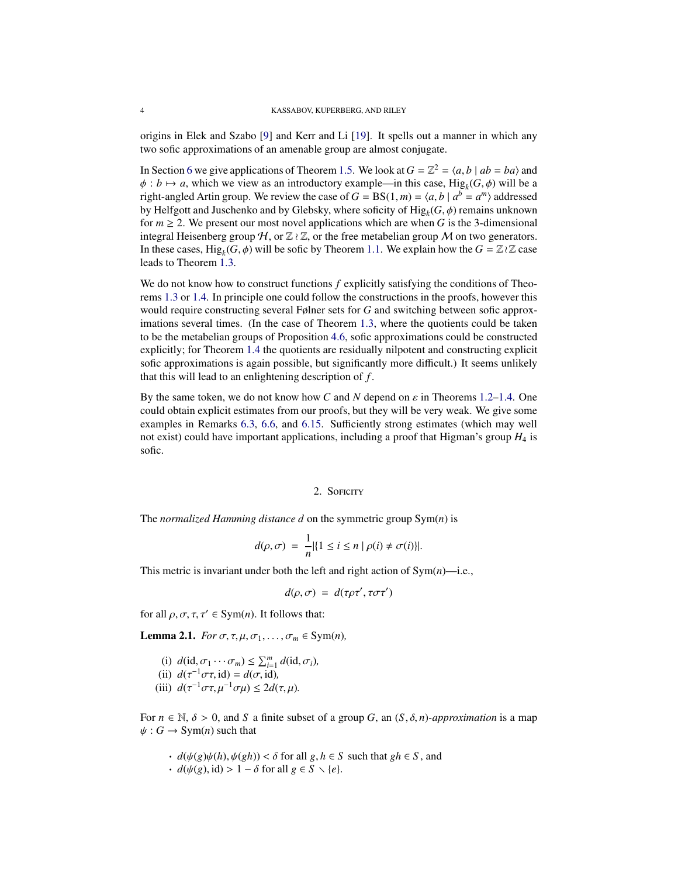origins in Elek and Szabo [9] and Kerr and Li [19]. It spells out a manner in which any two sofic approximations of an amenable group are almost conjugate.

In Section 6 we give applications of Theorem 1.5. We look at $G = \mathbb{Z}^2 = \langle a, b \mid ab = ba \rangle$ and $\phi : b \mapsto a$, which we view as an introductory example—in this case, $\mathrm{Hig}_k(G, \phi)$ will be a right-angled Artin group. We review the case of $G = \mathrm{BS}(1, m) = \langle a, b \mid a^b = a^m \rangle$ addressed by Helfgott and Juschenko and by Glebsky, where soficity of $\mathrm{Hig}_k(G, \phi)$ remains unknown for $m \geq 2$. We present our most novel applications which are when $G$ is the 3-dimensional integral Heisenberg group $\mathcal{H}$, or $\mathbb{Z} \wr \mathbb{Z}$, or the free metabelian group $\mathcal{M}$ on two generators. In these cases, $\mathrm{Hig}_k(G, \phi)$ will be sofic by Theorem 1.1. We explain how the $G = \mathbb{Z} \wr \mathbb{Z}$ case leads to Theorem 1.3.

We do not know how to construct functions $f$ explicitly satisfying the conditions of Theorems 1.3 or 1.4. In principle one could follow the constructions in the proofs, however this would require constructing several Følner sets for $G$ and switching between sofic approximations several times. (In the case of Theorem 1.3, where the quotients could be taken to be the metabelian groups of Proposition 4.6, sofic approximations could be constructed explicitly; for Theorem 1.4 the quotients are residually nilpotent and constructing explicit sofic approximations is again possible, but significantly more difficult.) It seems unlikely that this will lead to an enlightening description of $f$.

By the same token, we do not know how $C$ and $N$ depend on $\varepsilon$ in Theorems 1.2–1.4. One could obtain explicit estimates from our proofs, but they will be very weak. We give some examples in Remarks 6.3, 6.6, and 6.15. Sufficiently strong estimates (which may well not exist) could have important applications, including a proof that Higman's group $H_4$ is sofic.

## 2. Soficity

The *normalized Hamming distance* $d$ on the symmetric group $\mathrm{Sym}(n)$ is

$$d(\rho, \sigma) \;=\; \frac{1}{n} |\{1 \leq i \leq n \mid \rho(i) \neq \sigma(i)\}|.$$

This metric is invariant under both the left and right action of $\mathrm{Sym}(n)$—i.e.,

$$d(\rho, \sigma) \;=\; d(\tau \rho \tau', \tau \sigma \tau')$$

for all $\rho, \sigma, \tau, \tau' \in \mathrm{Sym}(n)$. It follows that:

**Lemma 2.1.** *For $\sigma, \tau, \mu, \sigma_1, \ldots, \sigma_m \in \mathrm{Sym}(n)$,*

(i) $d(\mathrm{id}, \sigma_1 \cdots \sigma_m) \leq \sum_{i=1}^{m} d(\mathrm{id}, \sigma_i)$,
(ii) $d(\tau^{-1} \sigma \tau, \mathrm{id}) = d(\sigma, \mathrm{id})$,
(iii) $d(\tau^{-1} \sigma \tau, \mu^{-1} \sigma \mu) \leq 2d(\tau, \mu)$.

For $n \in \mathbb{N}$, $\delta > 0$, and $S$ a finite subset of a group $G$, an *$(S, \delta, n)$-approximation* is a map $\psi : G \to \mathrm{Sym}(n)$ such that

- $d(\psi(g)\psi(h), \psi(gh)) < \delta$ for all $g, h \in S$ such that $gh \in S$, and
- $d(\psi(g), \mathrm{id}) > 1 - \delta$ for all $g \in S \smallsetminus \{e\}$.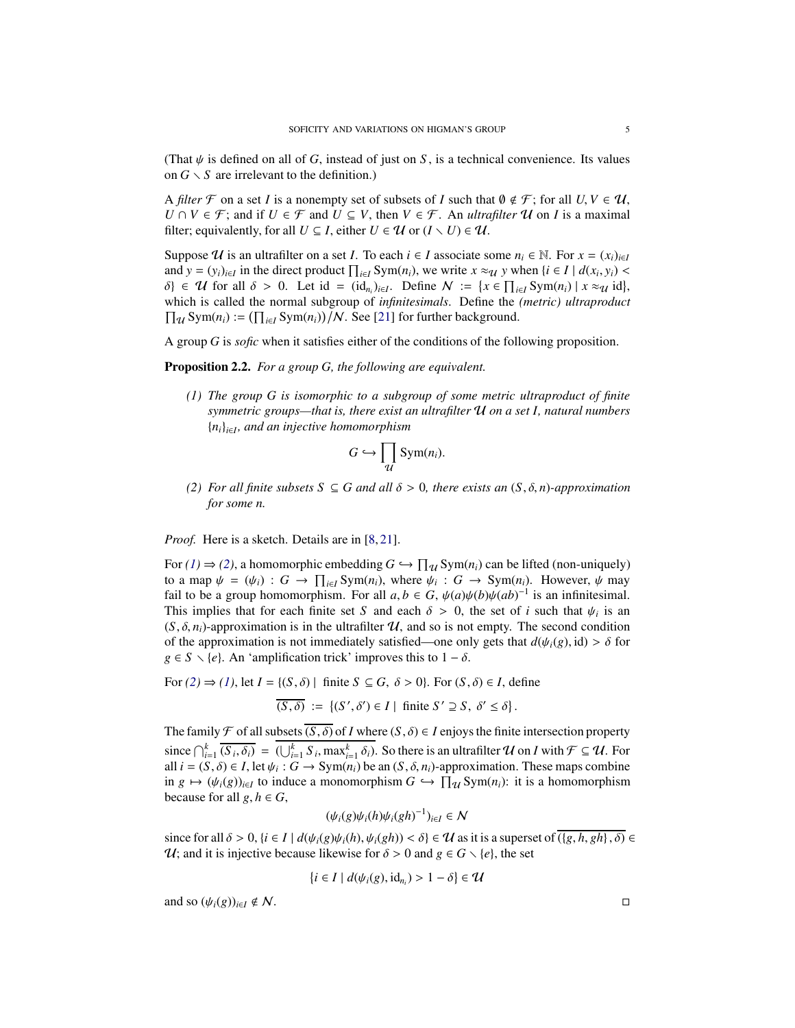(That $\psi$ is defined on all of $G$, instead of just on $S$, is a technical convenience. Its values on $G \setminus S$ are irrelevant to the definition.)

A *filter* $\mathcal{F}$ on a set $I$ is a nonempty set of subsets of $I$ such that $\emptyset \notin \mathcal{F}$; for all $U, V \in \mathcal{U}$, $U \cap V \in \mathcal{F}$; and if $U \in \mathcal{F}$ and $U \subseteq V$, then $V \in \mathcal{F}$. An *ultrafilter* $\mathcal{U}$ on $I$ is a maximal filter; equivalently, for all $U \subseteq I$, either $U \in \mathcal{U}$ or $(I \setminus U) \in \mathcal{U}$.

Suppose $\mathcal{U}$ is an ultrafilter on a set $I$. To each $i \in I$ associate some $n_i \in \mathbb{N}$. For $x = (x_i)_{i \in I}$ and $y = (y_i)_{i \in I}$ in the direct product $\prod_{i \in I} \mathrm{Sym}(n_i)$, we write $x \approx_{\mathcal{U}} y$ when $\{i \in I \mid d(x_i, y_i) < \delta\} \in \mathcal{U}$ for all $\delta > 0$. Let $\mathrm{id} = (\mathrm{id}_{n_i})_{i \in I}$. Define $\mathcal{N} := \{x \in \prod_{i \in I} \mathrm{Sym}(n_i) \mid x \approx_{\mathcal{U}} \mathrm{id}\}$, which is called the normal subgroup of *infinitesimals*. Define the *(metric) ultraproduct* $\prod_{\mathcal{U}} \mathrm{Sym}(n_i) := (\prod_{i \in I} \mathrm{Sym}(n_i))/\mathcal{N}$. See [21] for further background.

A group $G$ is *sofic* when it satisfies either of the conditions of the following proposition.

**Proposition 2.2.** *For a group $G$, the following are equivalent.*

*(1) The group $G$ is isomorphic to a subgroup of some metric ultraproduct of finite symmetric groups—that is, there exist an ultrafilter $\mathcal{U}$ on a set $I$, natural numbers $\{n_i\}_{i \in I}$, and an injective homomorphism*

$$G \hookrightarrow \prod_{\mathcal{U}} \mathrm{Sym}(n_i).$$

*(2) For all finite subsets $S \subseteq G$ and all $\delta > 0$, there exists an $(S, \delta, n)$-approximation for some $n$.*

*Proof.* Here is a sketch. Details are in [8, 21].

For (1) $\Rightarrow$ (2), a homomorphic embedding $G \hookrightarrow \prod_{\mathcal{U}} \mathrm{Sym}(n_i)$ can be lifted (non-uniquely) to a map $\psi = (\psi_i) : G \to \prod_{i \in I} \mathrm{Sym}(n_i)$, where $\psi_i : G \to \mathrm{Sym}(n_i)$. However, $\psi$ may fail to be a group homomorphism. For all $a, b \in G$, $\psi(a)\psi(b)\psi(ab)^{-1}$ is an infinitesimal. This implies that for each finite set $S$ and each $\delta > 0$, the set of $i$ such that $\psi_i$ is an $(S, \delta, n_i)$-approximation is in the ultrafilter $\mathcal{U}$, and so is not empty. The second condition of the approximation is not immediately satisfied—one only gets that $d(\psi_i(g), \mathrm{id}) > \delta$ for $g \in S \setminus \{e\}$. An 'amplification trick' improves this to $1 - \delta$.

For (2) $\Rightarrow$ (1), let $I = \{(S, \delta) \mid \text{ finite } S \subseteq G,\ \delta > 0\}$. For $(S, \delta) \in I$, define

$$\overline{(S, \delta)} := \{(S', \delta') \in I \mid \text{ finite } S' \supseteq S,\ \delta' \leq \delta\}.$$

The family $\mathcal{F}$ of all subsets $\overline{(S, \delta)}$ of $I$ where $(S, \delta) \in I$ enjoys the finite intersection property since $\bigcap_{i=1}^{k} \overline{(S_i, \delta_i)} = \overline{(\bigcup_{i=1}^{k} S_i, \max_{i=1}^{k} \delta_i)}$. So there is an ultrafilter $\mathcal{U}$ on $I$ with $\mathcal{F} \subseteq \mathcal{U}$. For all $i = (S, \delta) \in I$, let $\psi_i : G \to \mathrm{Sym}(n_i)$ be an $(S, \delta, n_i)$-approximation. These maps combine in $g \mapsto (\psi_i(g))_{i \in I}$ to induce a monomorphism $G \hookrightarrow \prod_{\mathcal{U}} \mathrm{Sym}(n_i)$: it is a homomorphism because for all $g, h \in G$,

$$(\psi_i(g)\psi_i(h)\psi_i(gh)^{-1})_{i \in I} \in \mathcal{N}$$

since for all $\delta > 0$, $\{i \in I \mid d(\psi_i(g)\psi_i(h), \psi_i(gh)) < \delta\} \in \mathcal{U}$ as it is a superset of $\overline{(\{g, h, gh\}, \delta)} \in \mathcal{U}$; and it is injective because likewise for $\delta > 0$ and $g \in G \setminus \{e\}$, the set

$$\{i \in I \mid d(\psi_i(g), \mathrm{id}_{n_i}) > 1 - \delta\} \in \mathcal{U}$$

and so $(\psi_i(g))_{i \in I} \notin \mathcal{N}$. $\square$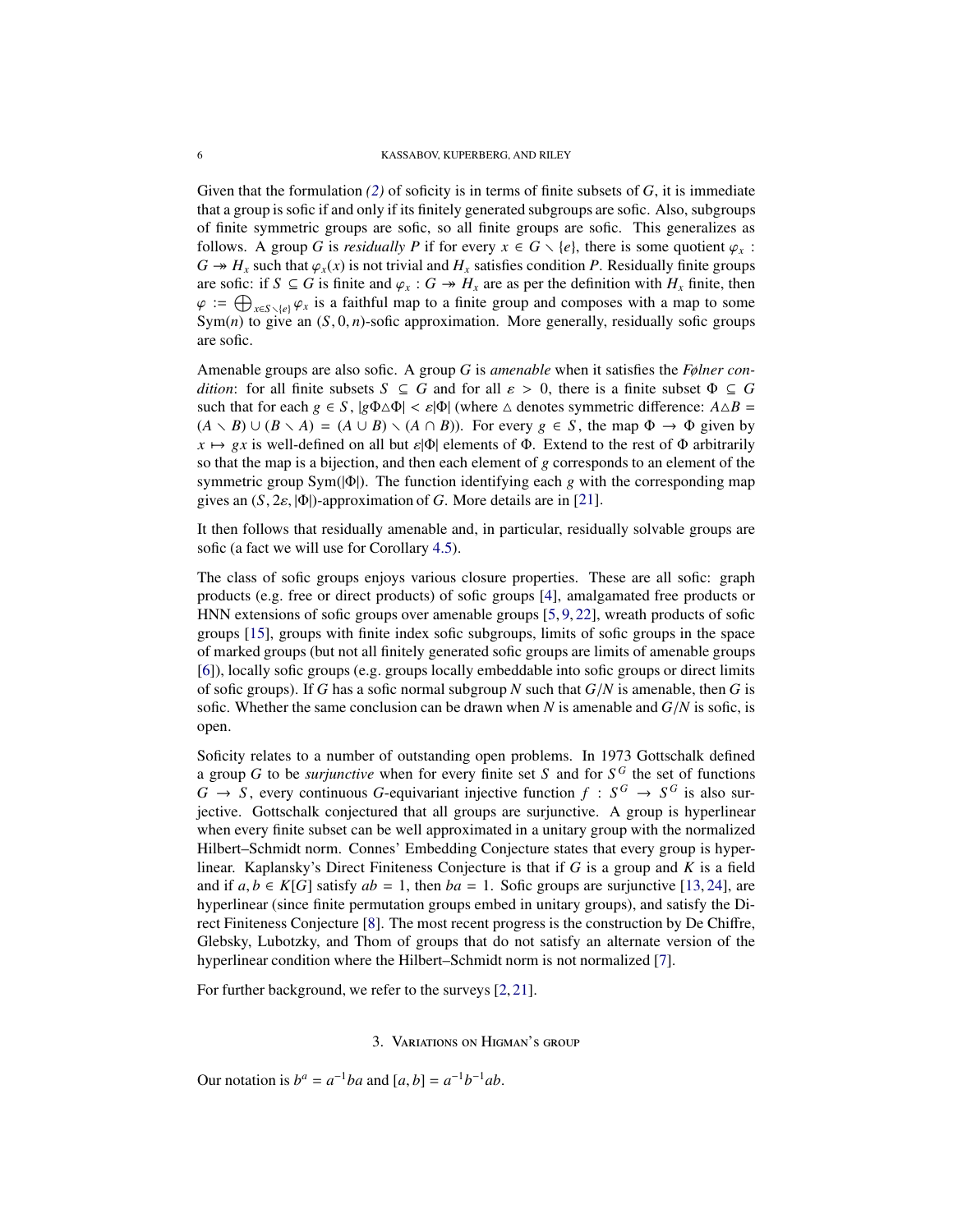Given that the formulation *(2)* of soficity is in terms of finite subsets of $G$, it is immediate that a group is sofic if and only if its finitely generated subgroups are sofic. Also, subgroups of finite symmetric groups are sofic, so all finite groups are sofic. This generalizes as follows. A group $G$ is *residually P* if for every $x \in G \smallsetminus \{e\}$, there is some quotient $\varphi_x : G \twoheadrightarrow H_x$ such that $\varphi_x(x)$ is not trivial and $H_x$ satisfies condition $P$. Residually finite groups are sofic: if $S \subseteq G$ is finite and $\varphi_x : G \twoheadrightarrow H_x$ are as per the definition with $H_x$ finite, then $\varphi := \bigoplus_{x \in S \smallsetminus \{e\}} \varphi_x$ is a faithful map to a finite group and composes with a map to some $\mathrm{Sym}(n)$ to give an $(S, 0, n)$-sofic approximation. More generally, residually sofic groups are sofic.

Amenable groups are also sofic. A group $G$ is *amenable* when it satisfies the *Følner condition*: for all finite subsets $S \subseteq G$ and for all $\varepsilon > 0$, there is a finite subset $\Phi \subseteq G$ such that for each $g \in S$, $|g\Phi \triangle \Phi| < \varepsilon|\Phi|$ (where $\triangle$ denotes symmetric difference: $A \triangle B = (A \smallsetminus B) \cup (B \smallsetminus A) = (A \cup B) \smallsetminus (A \cap B)$). For every $g \in S$, the map $\Phi \to \Phi$ given by $x \mapsto gx$ is well-defined on all but $\varepsilon|\Phi|$ elements of $\Phi$. Extend to the rest of $\Phi$ arbitrarily so that the map is a bijection, and then each element of $g$ corresponds to an element of the symmetric group $\mathrm{Sym}(|\Phi|)$. The function identifying each $g$ with the corresponding map gives an $(S, 2\varepsilon, |\Phi|)$-approximation of $G$. More details are in [21].

It then follows that residually amenable and, in particular, residually solvable groups are sofic (a fact we will use for Corollary 4.5).

The class of sofic groups enjoys various closure properties. These are all sofic: graph products (e.g. free or direct products) of sofic groups [4], amalgamated free products or HNN extensions of sofic groups over amenable groups [5, 9, 22], wreath products of sofic groups [15], groups with finite index sofic subgroups, limits of sofic groups in the space of marked groups (but not all finitely generated sofic groups are limits of amenable groups [6]), locally sofic groups (e.g. groups locally embeddable into sofic groups or direct limits of sofic groups). If $G$ has a sofic normal subgroup $N$ such that $G/N$ is amenable, then $G$ is sofic. Whether the same conclusion can be drawn when $N$ is amenable and $G/N$ is sofic, is open.

Soficity relates to a number of outstanding open problems. In 1973 Gottschalk defined a group $G$ to be *surjunctive* when for every finite set $S$ and for $S^G$ the set of functions $G \to S$, every continuous $G$-equivariant injective function $f : S^G \to S^G$ is also surjective. Gottschalk conjectured that all groups are surjunctive. A group is hyperlinear when every finite subset can be well approximated in a unitary group with the normalized Hilbert–Schmidt norm. Connes' Embedding Conjecture states that every group is hyperlinear. Kaplansky's Direct Finiteness Conjecture is that if $G$ is a group and $K$ is a field and if $a, b \in K[G]$ satisfy $ab = 1$, then $ba = 1$. Sofic groups are surjunctive [13, 24], are hyperlinear (since finite permutation groups embed in unitary groups), and satisfy the Direct Finiteness Conjecture [8]. The most recent progress is the construction by De Chiffre, Glebsky, Lubotzky, and Thom of groups that do not satisfy an alternate version of the hyperlinear condition where the Hilbert–Schmidt norm is not normalized [7].

For further background, we refer to the surveys [2, 21].

## 3. Variations on Higman's group

Our notation is $b^a = a^{-1}ba$ and $[a, b] = a^{-1}b^{-1}ab$.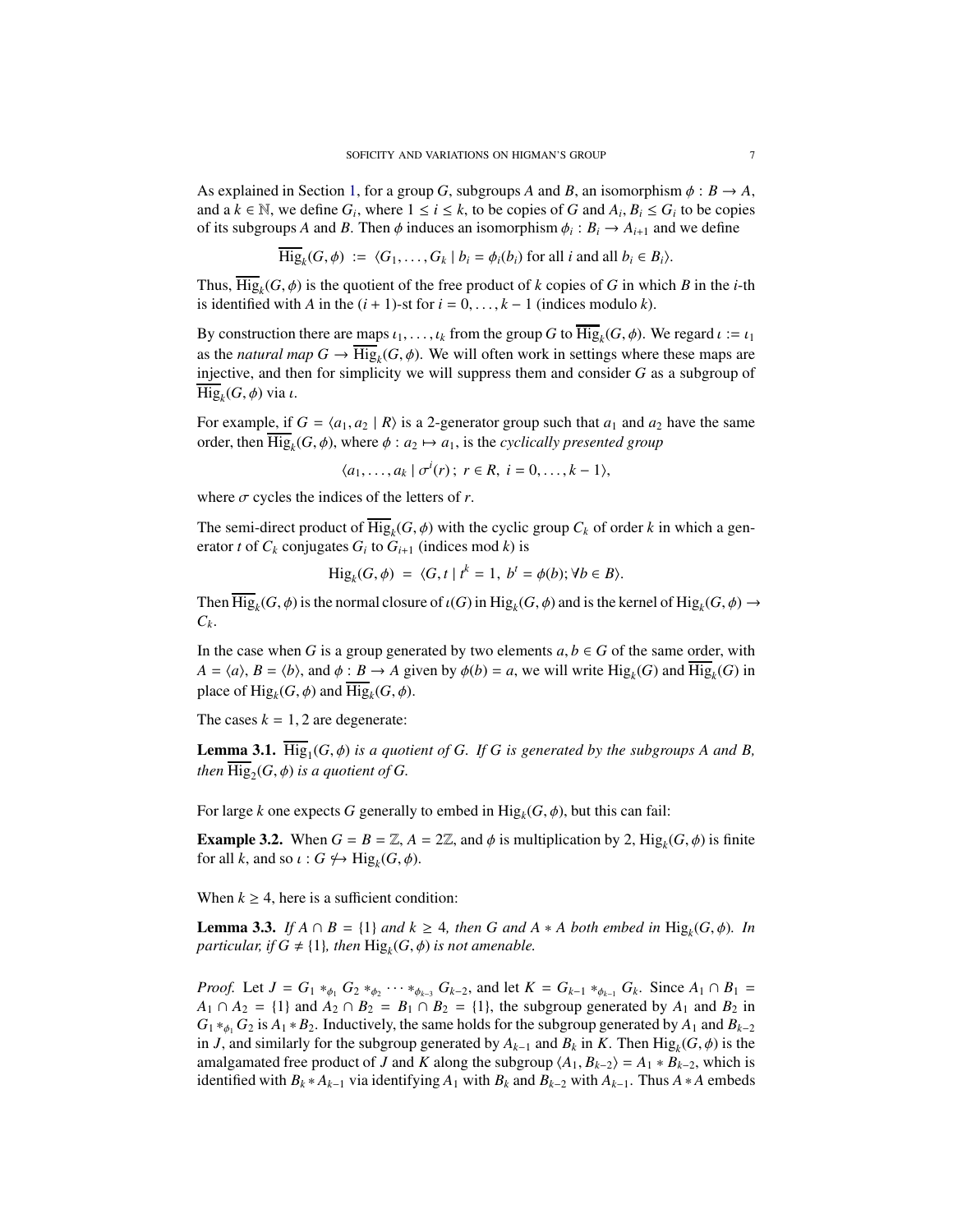As explained in Section 1, for a group $G$, subgroups $A$ and $B$, an isomorphism $\phi : B \to A$, and a $k \in \mathbb{N}$, we define $G_i$, where $1 \leq i \leq k$, to be copies of $G$ and $A_i, B_i \leq G_i$ to be copies of its subgroups $A$ and $B$. Then $\phi$ induces an isomorphism $\phi_i : B_i \to A_{i+1}$ and we define

$$\overline{\mathrm{Hig}}_k(G, \phi) \;:=\; \langle G_1, \ldots, G_k \mid b_i = \phi_i(b_i) \text{ for all } i \text{ and all } b_i \in B_i \rangle.$$

Thus, $\overline{\mathrm{Hig}}_k(G, \phi)$ is the quotient of the free product of $k$ copies of $G$ in which $B$ in the $i$-th is identified with $A$ in the $(i + 1)$-st for $i = 0, \ldots, k - 1$ (indices modulo $k$).

By construction there are maps $\iota_1, \ldots, \iota_k$ from the group $G$ to $\overline{\mathrm{Hig}}_k(G, \phi)$. We regard $\iota := \iota_1$ as the *natural map* $G \to \overline{\mathrm{Hig}}_k(G, \phi)$. We will often work in settings where these maps are injective, and then for simplicity we will suppress them and consider $G$ as a subgroup of $\overline{\mathrm{Hig}}_k(G, \phi)$ via $\iota$.

For example, if $G = \langle a_1, a_2 \mid R \rangle$ is a 2-generator group such that $a_1$ and $a_2$ have the same order, then $\overline{\mathrm{Hig}}_k(G, \phi)$, where $\phi : a_2 \mapsto a_1$, is the *cyclically presented group*

$$\langle a_1, \ldots, a_k \mid \sigma^i(r)\,;\; r \in R,\; i = 0, \ldots, k - 1 \rangle,$$

where $\sigma$ cycles the indices of the letters of $r$.

The semi-direct product of $\overline{\mathrm{Hig}}_k(G, \phi)$ with the cyclic group $C_k$ of order $k$ in which a generator $t$ of $C_k$ conjugates $G_i$ to $G_{i+1}$ (indices mod $k$) is

$$\mathrm{Hig}_k(G, \phi) \;=\; \langle G, t \mid t^k = 1,\; b^t = \phi(b); \forall b \in B \rangle.$$

Then $\overline{\mathrm{Hig}}_k(G, \phi)$ is the normal closure of $\iota(G)$ in $\mathrm{Hig}_k(G, \phi)$ and is the kernel of $\mathrm{Hig}_k(G, \phi) \to C_k$.

In the case when $G$ is a group generated by two elements $a, b \in G$ of the same order, with $A = \langle a \rangle$, $B = \langle b \rangle$, and $\phi : B \to A$ given by $\phi(b) = a$, we will write $\mathrm{Hig}_k(G)$ and $\overline{\mathrm{Hig}}_k(G)$ in place of $\mathrm{Hig}_k(G, \phi)$ and $\overline{\mathrm{Hig}}_k(G, \phi)$.

The cases $k = 1, 2$ are degenerate:

**Lemma 3.1.** *$\overline{\mathrm{Hig}}_1(G, \phi)$ is a quotient of $G$. If $G$ is generated by the subgroups $A$ and $B$, then $\overline{\mathrm{Hig}}_2(G, \phi)$ is a quotient of $G$.*

For large $k$ one expects $G$ generally to embed in $\mathrm{Hig}_k(G, \phi)$, but this can fail:

**Example 3.2.** When $G = B = \mathbb{Z}$, $A = 2\mathbb{Z}$, and $\phi$ is multiplication by 2, $\mathrm{Hig}_k(G, \phi)$ is finite for all $k$, and so $\iota : G \not\hookrightarrow \mathrm{Hig}_k(G, \phi)$.

When $k \geq 4$, here is a sufficient condition:

**Lemma 3.3.** *If $A \cap B = \{1\}$ and $k \geq 4$, then $G$ and $A * A$ both embed in $\mathrm{Hig}_k(G, \phi)$. In particular, if $G \neq \{1\}$, then $\mathrm{Hig}_k(G, \phi)$ is not amenable.*

*Proof.* Let $J = G_1 *_{\phi_1} G_2 *_{\phi_2} \cdots *_{\phi_{k-3}} G_{k-2}$, and let $K = G_{k-1} *_{\phi_{k-1}} G_k$. Since $A_1 \cap B_1 = A_1 \cap A_2 = \{1\}$ and $A_2 \cap B_2 = B_1 \cap B_2 = \{1\}$, the subgroup generated by $A_1$ and $B_2$ in $G_1 *_{\phi_1} G_2$ is $A_1 * B_2$. Inductively, the same holds for the subgroup generated by $A_1$ and $B_{k-2}$ in $J$, and similarly for the subgroup generated by $A_{k-1}$ and $B_k$ in $K$. Then $\mathrm{Hig}_k(G, \phi)$ is the amalgamated free product of $J$ and $K$ along the subgroup $\langle A_1, B_{k-2} \rangle = A_1 * B_{k-2}$, which is identified with $B_k * A_{k-1}$ via identifying $A_1$ with $B_k$ and $B_{k-2}$ with $A_{k-1}$. Thus $A * A$ embeds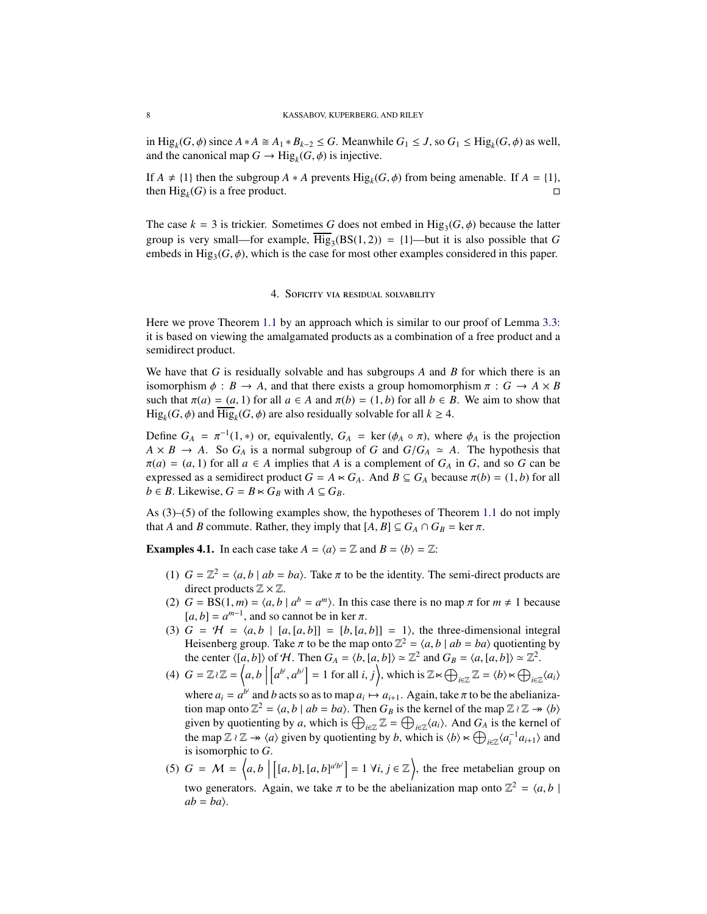in $\mathrm{Hig}_k(G,\phi)$ since $A * A \cong A_1 * B_{k-2} \leq G$. Meanwhile $G_1 \leq J$, so $G_1 \leq \mathrm{Hig}_k(G,\phi)$ as well, and the canonical map $G \to \mathrm{Hig}_k(G,\phi)$ is injective.

If $A \neq \{1\}$ then the subgroup $A * A$ prevents $\mathrm{Hig}_k(G,\phi)$ from being amenable. If $A = \{1\}$, then $\mathrm{Hig}_k(G)$ is a free product. □

The case $k = 3$ is trickier. Sometimes $G$ does not embed in $\mathrm{Hig}_3(G,\phi)$ because the latter group is very small—for example, $\overline{\mathrm{Hig}}_3(\mathrm{BS}(1,2)) = \{1\}$—but it is also possible that $G$ embeds in $\mathrm{Hig}_3(G,\phi)$, which is the case for most other examples considered in this paper.

## 4. Soficity via residual solvability

Here we prove Theorem 1.1 by an approach which is similar to our proof of Lemma 3.3: it is based on viewing the amalgamated products as a combination of a free product and a semidirect product.

We have that $G$ is residually solvable and has subgroups $A$ and $B$ for which there is an isomorphism $\phi : B \to A$, and that there exists a group homomorphism $\pi : G \to A \times B$ such that $\pi(a) = (a, 1)$ for all $a \in A$ and $\pi(b) = (1, b)$ for all $b \in B$. We aim to show that $\mathrm{Hig}_k(G,\phi)$ and $\overline{\mathrm{Hig}}_k(G,\phi)$ are also residually solvable for all $k \geq 4$.

Define $G_A = \pi^{-1}(1, *)$ or, equivalently, $G_A = \ker(\phi_A \circ \pi)$, where $\phi_A$ is the projection $A \times B \to A$. So $G_A$ is a normal subgroup of $G$ and $G/G_A \simeq A$. The hypothesis that $\pi(a) = (a, 1)$ for all $a \in A$ implies that $A$ is a complement of $G_A$ in $G$, and so $G$ can be expressed as a semidirect product $G = A \ltimes G_A$. And $B \subseteq G_A$ because $\pi(b) = (1, b)$ for all $b \in B$. Likewise, $G = B \ltimes G_B$ with $A \subseteq G_B$.

As (3)–(5) of the following examples show, the hypotheses of Theorem 1.1 do not imply that $A$ and $B$ commute. Rather, they imply that $[A, B] \subseteq G_A \cap G_B = \ker \pi$.

**Examples 4.1.** In each case take $A = \langle a \rangle = \mathbb{Z}$ and $B = \langle b \rangle = \mathbb{Z}$:

(1) $G = \mathbb{Z}^2 = \langle a, b \mid ab = ba \rangle$. Take $\pi$ to be the identity. The semi-direct products are direct products $\mathbb{Z} \times \mathbb{Z}$.

(2) $G = \mathrm{BS}(1, m) = \langle a, b \mid a^b = a^m \rangle$. In this case there is no map $\pi$ for $m \neq 1$ because $[a, b] = a^{m-1}$, and so cannot be in $\ker \pi$.

(3) $G = \mathcal{H} = \langle a, b \mid [a, [a, b]] = [b, [a, b]] = 1 \rangle$, the three-dimensional integral Heisenberg group. Take $\pi$ to be the map onto $\mathbb{Z}^2 = \langle a, b \mid ab = ba \rangle$ quotienting by the center $\langle [a, b] \rangle$ of $\mathcal{H}$. Then $G_A = \langle b, [a, b] \rangle \simeq \mathbb{Z}^2$ and $G_B = \langle a, [a, b] \rangle \simeq \mathbb{Z}^2$.

(4) $G = \mathbb{Z} \wr \mathbb{Z} = \left\langle a, b \;\middle|\; \left[a^{b^i}, a^{b^j}\right] = 1 \text{ for all } i, j \right\rangle$, which is $\mathbb{Z} \ltimes \bigoplus_{i \in \mathbb{Z}} \mathbb{Z} = \langle b \rangle \ltimes \bigoplus_{i \in \mathbb{Z}} \langle a_i \rangle$ where $a_i = a^{b^i}$ and $b$ acts so as to map $a_i \mapsto a_{i+1}$. Again, take $\pi$ to be the abelianization map onto $\mathbb{Z}^2 = \langle a, b \mid ab = ba \rangle$. Then $G_B$ is the kernel of the map $\mathbb{Z} \wr \mathbb{Z} \twoheadrightarrow \langle b \rangle$ given by quotienting by $a$, which is $\bigoplus_{i \in \mathbb{Z}} \mathbb{Z} = \bigoplus_{i \in \mathbb{Z}} \langle a_i \rangle$. And $G_A$ is the kernel of the map $\mathbb{Z} \wr \mathbb{Z} \twoheadrightarrow \langle a \rangle$ given by quotienting by $b$, which is $\langle b \rangle \ltimes \bigoplus_{i \in \mathbb{Z}} \langle a_i^{-1} a_{i+1} \rangle$ and is isomorphic to $G$.

(5) $G = \mathcal{M} = \left\langle a, b \;\middle|\; \left[[a, b], [a, b]^{a^i b^j}\right] = 1 \;\forall i, j \in \mathbb{Z} \right\rangle$, the free metabelian group on two generators. Again, we take $\pi$ to be the abelianization map onto $\mathbb{Z}^2 = \langle a, b \mid ab = ba \rangle$.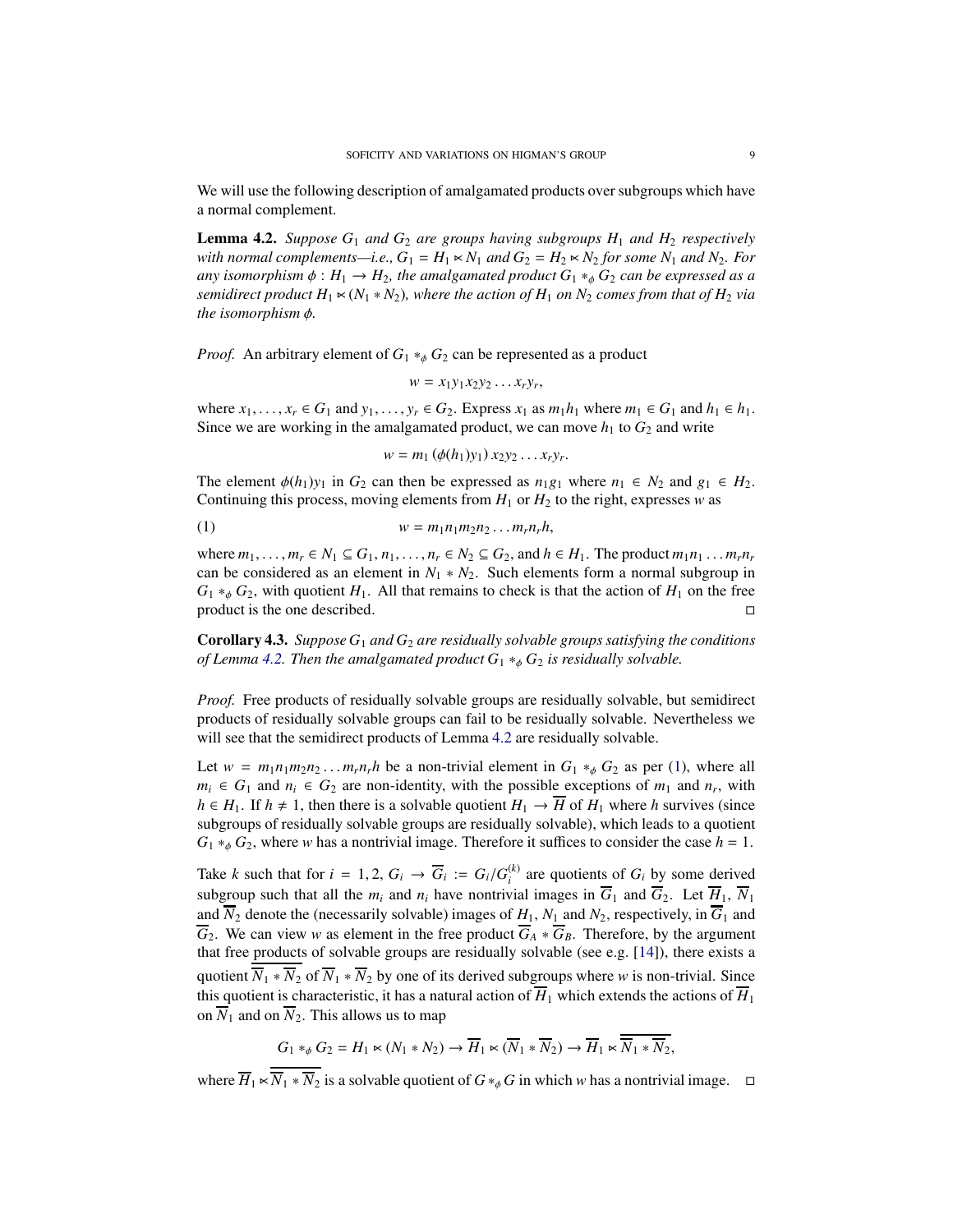We will use the following description of amalgamated products over subgroups which have a normal complement.

**Lemma 4.2.** *Suppose $G_1$ and $G_2$ are groups having subgroups $H_1$ and $H_2$ respectively with normal complements—i.e., $G_1 = H_1 \ltimes N_1$ and $G_2 = H_2 \ltimes N_2$ for some $N_1$ and $N_2$. For any isomorphism $\phi : H_1 \to H_2$, the amalgamated product $G_1 *_\phi G_2$ can be expressed as a semidirect product $H_1 \ltimes (N_1 * N_2)$, where the action of $H_1$ on $N_2$ comes from that of $H_2$ via the isomorphism $\phi$.*

*Proof.* An arbitrary element of $G_1 *_\phi G_2$ can be represented as a product

$$w = x_1 y_1 x_2 y_2 \dots x_r y_r,$$

where $x_1, \dots, x_r \in G_1$ and $y_1, \dots, y_r \in G_2$. Express $x_1$ as $m_1 h_1$ where $m_1 \in G_1$ and $h_1 \in h_1$. Since we are working in the amalgamated product, we can move $h_1$ to $G_2$ and write

$$w = m_1 \, (\phi(h_1) y_1) \, x_2 y_2 \dots x_r y_r.$$

The element $\phi(h_1) y_1$ in $G_2$ can then be expressed as $n_1 g_1$ where $n_1 \in N_2$ and $g_1 \in H_2$. Continuing this process, moving elements from $H_1$ or $H_2$ to the right, expresses $w$ as

$$w = m_1 n_1 m_2 n_2 \dots m_r n_r h, \tag{1}$$

where $m_1, \dots, m_r \in N_1 \subseteq G_1$, $n_1, \dots, n_r \in N_2 \subseteq G_2$, and $h \in H_1$. The product $m_1 n_1 \dots m_r n_r$ can be considered as an element in $N_1 * N_2$. Such elements form a normal subgroup in $G_1 *_\phi G_2$, with quotient $H_1$. All that remains to check is that the action of $H_1$ on the free product is the one described. $\square$

**Corollary 4.3.** *Suppose $G_1$ and $G_2$ are residually solvable groups satisfying the conditions of Lemma 4.2. Then the amalgamated product $G_1 *_\phi G_2$ is residually solvable.*

*Proof.* Free products of residually solvable groups are residually solvable, but semidirect products of residually solvable groups can fail to be residually solvable. Nevertheless we will see that the semidirect products of Lemma 4.2 are residually solvable.

Let $w = m_1 n_1 m_2 n_2 \dots m_r n_r h$ be a non-trivial element in $G_1 *_\phi G_2$ as per (1), where all $m_i \in G_1$ and $n_i \in G_2$ are non-identity, with the possible exceptions of $m_1$ and $n_r$, with $h \in H_1$. If $h \neq 1$, then there is a solvable quotient $H_1 \to \overline{H}$ of $H_1$ where $h$ survives (since subgroups of residually solvable groups are residually solvable), which leads to a quotient $G_1 *_\phi G_2$, where $w$ has a nontrivial image. Therefore it suffices to consider the case $h = 1$.

Take $k$ such that for $i = 1, 2$, $G_i \to \overline{G}_i := G_i / G_i^{(k)}$ are quotients of $G_i$ by some derived subgroup such that all the $m_i$ and $n_i$ have nontrivial images in $\overline{G}_1$ and $\overline{G}_2$. Let $\overline{H}_1$, $\overline{N}_1$ and $\overline{N}_2$ denote the (necessarily solvable) images of $H_1$, $N_1$ and $N_2$, respectively, in $\overline{G}_1$ and $\overline{G}_2$. We can view $w$ as element in the free product $\overline{G}_A * \overline{G}_B$. Therefore, by the argument that free products of solvable groups are residually solvable (see e.g. [14]), there exists a quotient $\overline{\overline{N}_1 * \overline{N}_2}$ of $\overline{N}_1 * \overline{N}_2$ by one of its derived subgroups where $w$ is non-trivial. Since this quotient is characteristic, it has a natural action of $\overline{H}_1$ which extends the actions of $\overline{H}_1$ on $\overline{N}_1$ and on $\overline{N}_2$. This allows us to map

$$G_1 *_\phi G_2 = H_1 \ltimes (N_1 * N_2) \to \overline{H}_1 \ltimes (\overline{N}_1 * \overline{N}_2) \to \overline{H}_1 \ltimes \overline{\overline{N}_1 * \overline{N}_2},$$

where $\overline{H}_1 \ltimes \overline{\overline{N}_1 * \overline{N}_2}$ is a solvable quotient of $G *_\phi G$ in which $w$ has a nontrivial image. $\square$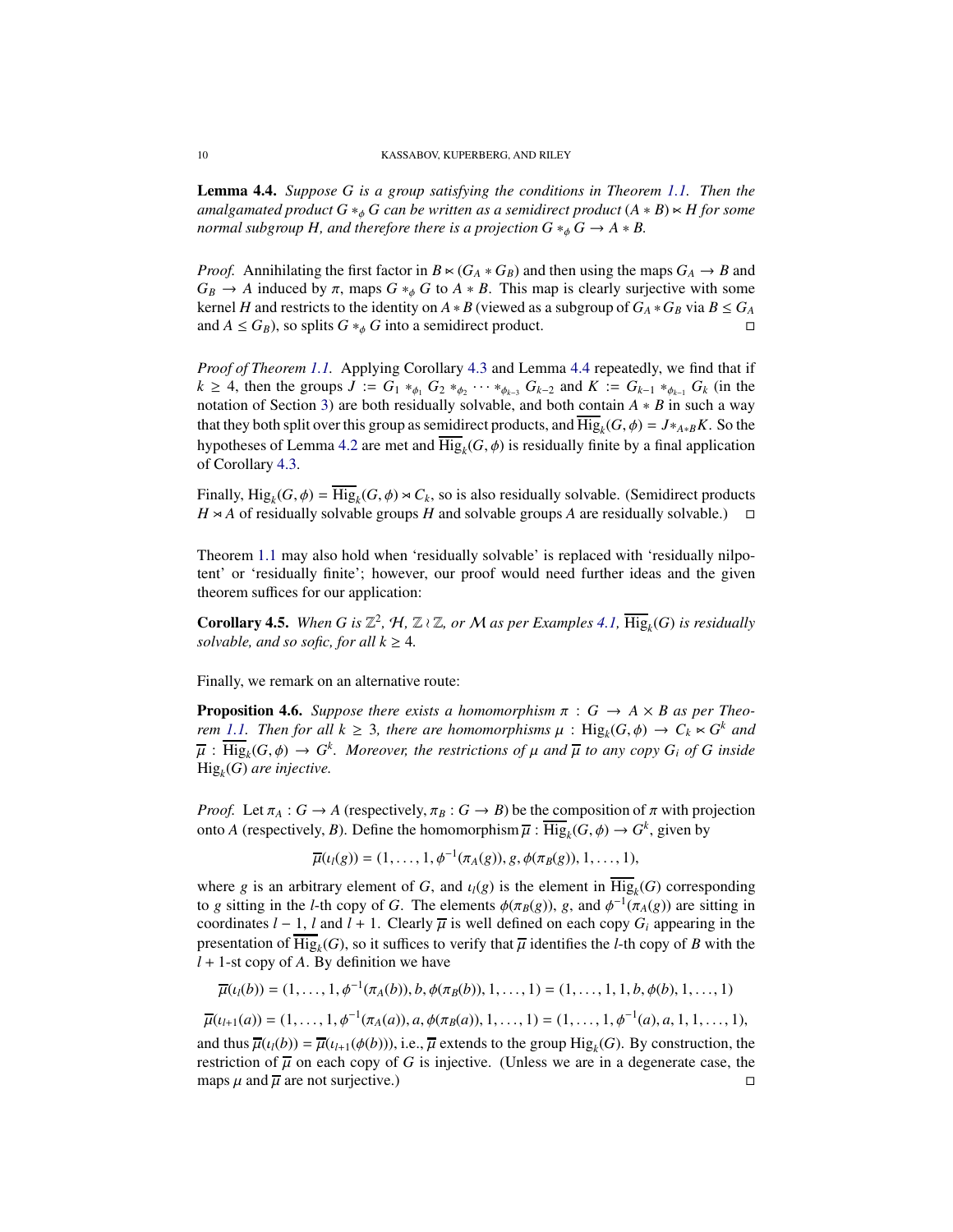**Lemma 4.4.** *Suppose $G$ is a group satisfying the conditions in Theorem 1.1. Then the amalgamated product $G *_\phi G$ can be written as a semidirect product $(A * B) \ltimes H$ for some normal subgroup $H$, and therefore there is a projection $G *_\phi G \to A * B$.*

*Proof.* Annihilating the first factor in $B \ltimes (G_A * G_B)$ and then using the maps $G_A \to B$ and $G_B \to A$ induced by $\pi$, maps $G *_\phi G$ to $A * B$. This map is clearly surjective with some kernel $H$ and restricts to the identity on $A * B$ (viewed as a subgroup of $G_A * G_B$ via $B \leq G_A$ and $A \leq G_B$), so splits $G *_\phi G$ into a semidirect product. □

*Proof of Theorem 1.1.* Applying Corollary 4.3 and Lemma 4.4 repeatedly, we find that if $k \geq 4$, then the groups $J := G_1 *_{\phi_1} G_2 *_{\phi_2} \cdots *_{\phi_{k-3}} G_{k-2}$ and $K := G_{k-1} *_{\phi_{k-1}} G_k$ (in the notation of Section 3) are both residually solvable, and both contain $A * B$ in such a way that they both split over this group as semidirect products, and $\overline{\mathrm{Hig}}_k(G, \phi) = J *_{A*B} K$. So the hypotheses of Lemma 4.2 are met and $\overline{\mathrm{Hig}}_k(G, \phi)$ is residually finite by a final application of Corollary 4.3.

Finally, $\mathrm{Hig}_k(G, \phi) = \overline{\mathrm{Hig}}_k(G, \phi) \rtimes C_k$, so is also residually solvable. (Semidirect products $H \rtimes A$ of residually solvable groups $H$ and solvable groups $A$ are residually solvable.) □

Theorem 1.1 may also hold when 'residually solvable' is replaced with 'residually nilpotent' or 'residually finite'; however, our proof would need further ideas and the given theorem suffices for our application:

**Corollary 4.5.** *When $G$ is $\mathbb{Z}^2$, $\mathcal{H}$, $\mathbb{Z} \wr \mathbb{Z}$, or $\mathcal{M}$ as per Examples 4.1, $\overline{\mathrm{Hig}}_k(G)$ is residually solvable, and so sofic, for all $k \geq 4$.*

Finally, we remark on an alternative route:

**Proposition 4.6.** *Suppose there exists a homomorphism $\pi : G \to A \times B$ as per Theorem 1.1. Then for all $k \geq 3$, there are homomorphisms $\mu : \mathrm{Hig}_k(G, \phi) \to C_k \ltimes G^k$ and $\overline{\mu} : \overline{\mathrm{Hig}}_k(G, \phi) \to G^k$. Moreover, the restrictions of $\mu$ and $\overline{\mu}$ to any copy $G_i$ of $G$ inside $\mathrm{Hig}_k(G)$ are injective.*

*Proof.* Let $\pi_A : G \to A$ (respectively, $\pi_B : G \to B$) be the composition of $\pi$ with projection onto $A$ (respectively, $B$). Define the homomorphism $\overline{\mu} : \overline{\mathrm{Hig}}_k(G, \phi) \to G^k$, given by

$$\overline{\mu}(\iota_l(g)) = (1, \ldots, 1, \phi^{-1}(\pi_A(g)), g, \phi(\pi_B(g)), 1, \ldots, 1),$$

where $g$ is an arbitrary element of $G$, and $\iota_l(g)$ is the element in $\overline{\mathrm{Hig}}_k(G)$ corresponding to $g$ sitting in the $l$-th copy of $G$. The elements $\phi(\pi_B(g))$, $g$, and $\phi^{-1}(\pi_A(g))$ are sitting in coordinates $l-1$, $l$ and $l+1$. Clearly $\overline{\mu}$ is well defined on each copy $G_i$ appearing in the presentation of $\overline{\mathrm{Hig}}_k(G)$, so it suffices to verify that $\overline{\mu}$ identifies the $l$-th copy of $B$ with the $l+1$-st copy of $A$. By definition we have

$$\overline{\mu}(\iota_l(b)) = (1, \ldots, 1, \phi^{-1}(\pi_A(b)), b, \phi(\pi_B(b)), 1, \ldots, 1) = (1, \ldots, 1, 1, b, \phi(b), 1, \ldots, 1)$$

$$\overline{\mu}(\iota_{l+1}(a)) = (1, \ldots, 1, \phi^{-1}(\pi_A(a)), a, \phi(\pi_B(a)), 1, \ldots, 1) = (1, \ldots, 1, \phi^{-1}(a), a, 1, 1, \ldots, 1),$$

and thus $\overline{\mu}(\iota_l(b)) = \overline{\mu}(\iota_{l+1}(\phi(b)))$, i.e., $\overline{\mu}$ extends to the group $\mathrm{Hig}_k(G)$. By construction, the restriction of $\overline{\mu}$ on each copy of $G$ is injective. (Unless we are in a degenerate case, the maps $\mu$ and $\overline{\mu}$ are not surjective.) □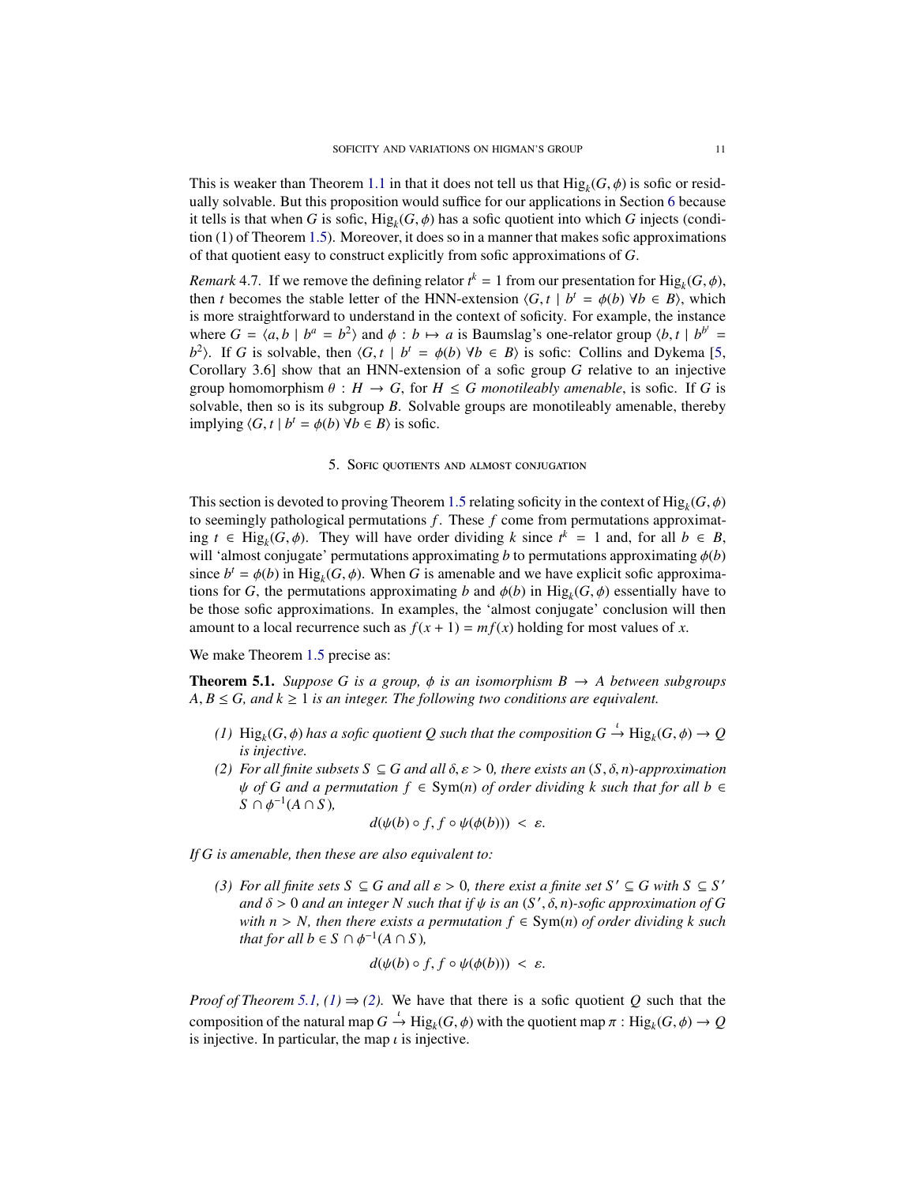This is weaker than Theorem 1.1 in that it does not tell us that $\mathrm{Hig}_k(G, \phi)$ is sofic or residually solvable. But this proposition would suffice for our applications in Section 6 because it tells is that when $G$ is sofic, $\mathrm{Hig}_k(G, \phi)$ has a sofic quotient into which $G$ injects (condition (1) of Theorem 1.5). Moreover, it does so in a manner that makes sofic approximations of that quotient easy to construct explicitly from sofic approximations of $G$.

*Remark* 4.7. If we remove the defining relator $t^k = 1$ from our presentation for $\mathrm{Hig}_k(G, \phi)$, then $t$ becomes the stable letter of the HNN-extension $\langle G, t \mid b^t = \phi(b) \ \forall b \in B \rangle$, which is more straightforward to understand in the context of soficity. For example, the instance where $G = \langle a, b \mid b^a = b^2 \rangle$ and $\phi : b \mapsto a$ is Baumslag's one-relator group $\langle b, t \mid b^{b^t} = b^2 \rangle$. If $G$ is solvable, then $\langle G, t \mid b^t = \phi(b) \ \forall b \in B \rangle$ is sofic: Collins and Dykema [5, Corollary 3.6] show that an HNN-extension of a sofic group $G$ relative to an injective group homomorphism $\theta : H \to G$, for $H \leq G$ *monotileably amenable*, is sofic. If $G$ is solvable, then so is its subgroup $B$. Solvable groups are monotileably amenable, thereby implying $\langle G, t \mid b^t = \phi(b) \ \forall b \in B \rangle$ is sofic.

## 5. Sofic quotients and almost conjugation

This section is devoted to proving Theorem 1.5 relating soficity in the context of $\mathrm{Hig}_k(G, \phi)$ to seemingly pathological permutations $f$. These $f$ come from permutations approximating $t \in \mathrm{Hig}_k(G, \phi)$. They will have order dividing $k$ since $t^k = 1$ and, for all $b \in B$, will 'almost conjugate' permutations approximating $b$ to permutations approximating $\phi(b)$ since $b^t = \phi(b)$ in $\mathrm{Hig}_k(G, \phi)$. When $G$ is amenable and we have explicit sofic approximations for $G$, the permutations approximating $b$ and $\phi(b)$ in $\mathrm{Hig}_k(G, \phi)$ essentially have to be those sofic approximations. In examples, the 'almost conjugate' conclusion will then amount to a local recurrence such as $f(x + 1) = m f(x)$ holding for most values of $x$.

We make Theorem 1.5 precise as:

**Theorem 5.1.** *Suppose $G$ is a group, $\phi$ is an isomorphism $B \to A$ between subgroups $A, B \leq G$, and $k \geq 1$ is an integer. The following two conditions are equivalent.*

*(1) $\mathrm{Hig}_k(G, \phi)$ has a sofic quotient $Q$ such that the composition $G \xrightarrow{\iota} \mathrm{Hig}_k(G, \phi) \to Q$ is injective.*

*(2) For all finite subsets $S \subseteq G$ and all $\delta, \varepsilon > 0$, there exists an $(S, \delta, n)$-approximation $\psi$ of $G$ and a permutation $f \in \mathrm{Sym}(n)$ of order dividing $k$ such that for all $b \in S \cap \phi^{-1}(A \cap S)$,*

$$d(\psi(b) \circ f, f \circ \psi(\phi(b))) \ < \ \varepsilon.$$

*If $G$ is amenable, then these are also equivalent to:*

*(3) For all finite sets $S \subseteq G$ and all $\varepsilon > 0$, there exist a finite set $S' \subseteq G$ with $S \subseteq S'$ and $\delta > 0$ and an integer $N$ such that if $\psi$ is an $(S', \delta, n)$-sofic approximation of $G$ with $n > N$, then there exists a permutation $f \in \mathrm{Sym}(n)$ of order dividing $k$ such that for all $b \in S \cap \phi^{-1}(A \cap S)$,*

$$d(\psi(b) \circ f, f \circ \psi(\phi(b))) \ < \ \varepsilon.$$

*Proof of Theorem 5.1, (1) $\Rightarrow$ (2).* We have that there is a sofic quotient $Q$ such that the composition of the natural map $G \xrightarrow{\iota} \mathrm{Hig}_k(G, \phi)$ with the quotient map $\pi : \mathrm{Hig}_k(G, \phi) \to Q$ is injective. In particular, the map $\iota$ is injective.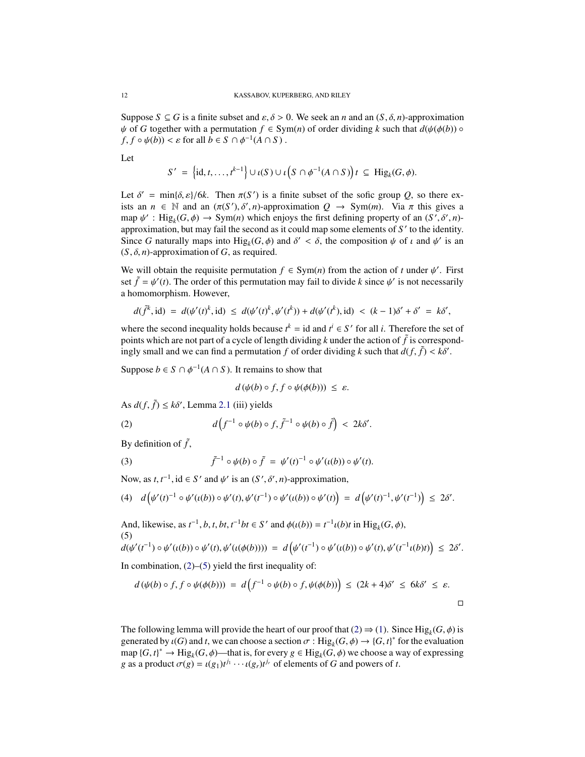Suppose $S \subseteq G$ is a finite subset and $\varepsilon, \delta > 0$. We seek an $n$ and an $(S, \delta, n)$-approximation $\psi$ of $G$ together with a permutation $f \in \mathrm{Sym}(n)$ of order dividing $k$ such that $d(\psi(\phi(b)) \circ f, f \circ \psi(b)) < \varepsilon$ for all $b \in S \cap \phi^{-1}(A \cap S)$ .

Let

$$S' = \left\{\mathrm{id}, t, \ldots, t^{k-1}\right\} \cup \iota(S) \cup \iota\left(S \cap \phi^{-1}(A \cap S)\right) t \subseteq \mathrm{Hig}_k(G, \phi).$$

Let $\delta' = \min\{\delta, \varepsilon\}/6k$. Then $\pi(S')$ is a finite subset of the sofic group $Q$, so there exists an $n \in \mathbb{N}$ and an $(\pi(S'), \delta', n)$-approximation $Q \to \mathrm{Sym}(m)$. Via $\pi$ this gives a map $\psi' : \mathrm{Hig}_k(G, \phi) \to \mathrm{Sym}(n)$ which enjoys the first defining property of an $(S', \delta', n)$-approximation, but may fail the second as it could map some elements of $S'$ to the identity. Since $G$ naturally maps into $\mathrm{Hig}_k(G, \phi)$ and $\delta' < \delta$, the composition $\psi$ of $\iota$ and $\psi'$ is an $(S, \delta, n)$-approximation of $G$, as required.

We will obtain the requisite permutation $f \in \mathrm{Sym}(n)$ from the action of $t$ under $\psi'$. First set $\tilde{f} = \psi'(t)$. The order of this permutation may fail to divide $k$ since $\psi'$ is not necessarily a homomorphism. However,

$$d(\tilde{f}^k, \mathrm{id}) = d(\psi'(t)^k, \mathrm{id}) \leq d(\psi'(t)^k, \psi'(t^k)) + d(\psi'(t^k), \mathrm{id}) < (k-1)\delta' + \delta' = k\delta',$$

where the second inequality holds because $t^k = \mathrm{id}$ and $t^i \in S'$ for all $i$. Therefore the set of points which are not part of a cycle of length dividing $k$ under the action of $\tilde{f}$ is correspondingly small and we can find a permutation $f$ of order dividing $k$ such that $d(f, \tilde{f}) < k\delta'$.

Suppose $b \in S \cap \phi^{-1}(A \cap S)$. It remains to show that

$$d\left(\psi(b) \circ f, f \circ \psi(\phi(b))\right) \leq \varepsilon.$$

As $d(f, \tilde{f}) \leq k\delta'$, Lemma 2.1 (iii) yields

$$d\left(f^{-1} \circ \psi(b) \circ f, \tilde{f}^{-1} \circ \psi(b) \circ \tilde{f}\right) < 2k\delta'. \tag{2}$$

By definition of $\tilde{f}$,

$$\tilde{f}^{-1} \circ \psi(b) \circ \tilde{f} = \psi'(t)^{-1} \circ \psi'(\iota(b)) \circ \psi'(t). \tag{3}$$

Now, as $t, t^{-1}, \mathrm{id} \in S'$ and $\psi'$ is an $(S', \delta', n)$-approximation,

$$d\left(\psi'(t)^{-1} \circ \psi'(\iota(b)) \circ \psi'(t), \psi'(t^{-1}) \circ \psi'(\iota(b)) \circ \psi'(t)\right) = d\left(\psi'(t)^{-1}, \psi'(t^{-1})\right) \leq 2\delta'. \tag{4}$$

And, likewise, as $t^{-1}, b, t, bt, t^{-1}bt \in S'$ and $\phi(\iota(b)) = t^{-1}\iota(b)t$ in $\mathrm{Hig}_k(G, \phi)$,

$$d(\psi'(t^{-1}) \circ \psi'(\iota(b)) \circ \psi'(t), \psi'(\iota(\phi(b)))) = d\left(\psi'(t^{-1}) \circ \psi'(\iota(b)) \circ \psi'(t), \psi'(t^{-1}\iota(b)t)\right) \leq 2\delta'. \tag{5}$$

In combination, (2)–(5) yield the first inequality of:

$$d\left(\psi(b) \circ f, f \circ \psi(\phi(b))\right) = d\left(f^{-1} \circ \psi(b) \circ f, \psi(\phi(b))\right) \leq (2k+4)\delta' \leq 6k\delta' \leq \varepsilon.$$

□

The following lemma will provide the heart of our proof that (2) ⇒ (1). Since $\mathrm{Hig}_k(G, \phi)$ is generated by $\iota(G)$ and $t$, we can choose a section $\sigma : \mathrm{Hig}_k(G, \phi) \to \{G, t\}^*$ for the evaluation map $\{G, t\}^* \to \mathrm{Hig}_k(G, \phi)$—that is, for every $g \in \mathrm{Hig}_k(G, \phi)$ we choose a way of expressing $g$ as a product $\sigma(g) = \iota(g_1)t^{j_1} \cdots \iota(g_r)t^{j_r}$ of elements of $G$ and powers of $t$.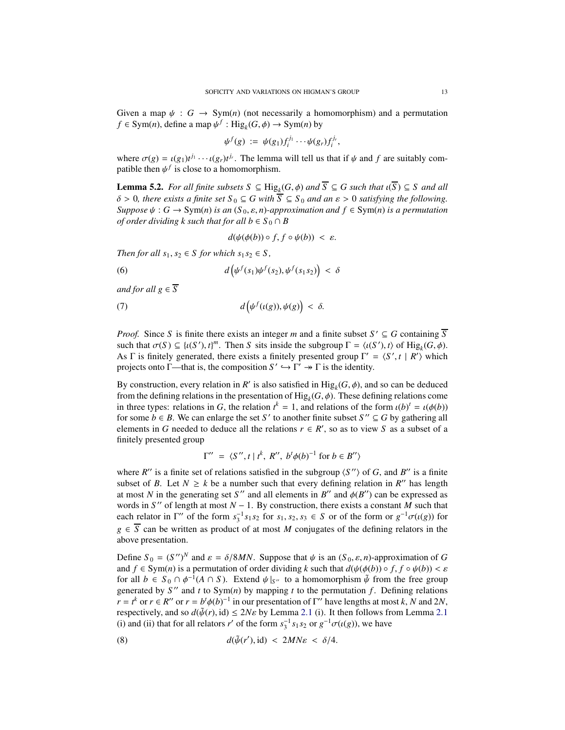Given a map $\psi : G \to \mathrm{Sym}(n)$ (not necessarily a homomorphism) and a permutation $f \in \mathrm{Sym}(n)$, define a map $\psi^f : \mathrm{Hig}_k(G, \phi) \to \mathrm{Sym}(n)$ by

$$\psi^f(g) \;:=\; \psi(g_1) f_i^{j_1} \cdots \psi(g_r) f_i^{j_r},$$

where $\sigma(g) = \iota(g_1)t^{j_1} \cdots \iota(g_r)t^{j_r}$. The lemma will tell us that if $\psi$ and $f$ are suitably compatible then $\psi^f$ is close to a homomorphism.

**Lemma 5.2.** *For all finite subsets $S \subseteq \mathrm{Hig}_k(G, \phi)$ and $\overline{S} \subseteq G$ such that $\iota(\overline{S}) \subseteq S$ and all $\delta > 0$, there exists a finite set $S_0 \subseteq G$ with $\overline{S} \subseteq S_0$ and an $\varepsilon > 0$ satisfying the following. Suppose $\psi : G \to \mathrm{Sym}(n)$ is an $(S_0, \varepsilon, n)$-approximation and $f \in \mathrm{Sym}(n)$ is a permutation of order dividing $k$ such that for all $b \in S_0 \cap B$*

$$d(\psi(\phi(b)) \circ f, f \circ \psi(b)) \;<\; \varepsilon.$$

*Then for all $s_1, s_2 \in S$ for which $s_1 s_2 \in S$,*

$$d\left(\psi^f(s_1)\psi^f(s_2), \psi^f(s_1 s_2)\right) \;<\; \delta \tag{6}$$

*and for all $g \in \overline{S}$*

$$d\left(\psi^f(\iota(g)), \psi(g)\right) \;<\; \delta. \tag{7}$$

*Proof.* Since $S$ is finite there exists an integer $m$ and a finite subset $S' \subseteq G$ containing $\overline{S}$ such that $\sigma(S) \subseteq \{\iota(S'), t\}^m$. Then $S$ sits inside the subgroup $\Gamma = \langle \iota(S'), t\rangle$ of $\mathrm{Hig}_k(G, \phi)$. As $\Gamma$ is finitely generated, there exists a finitely presented group $\Gamma' = \langle S', t \mid R'\rangle$ which projects onto $\Gamma$—that is, the composition $S' \hookrightarrow \Gamma' \twoheadrightarrow \Gamma$ is the identity.

By construction, every relation in $R'$ is also satisfied in $\mathrm{Hig}_k(G, \phi)$, and so can be deduced from the defining relations in the presentation of $\mathrm{Hig}_k(G, \phi)$. These defining relations come in three types: relations in $G$, the relation $t^k = 1$, and relations of the form $\iota(b)^t = \iota(\phi(b))$ for some $b \in B$. We can enlarge the set $S'$ to another finite subset $S'' \subseteq G$ by gathering all elements in $G$ needed to deduce all the relations $r \in R'$, so as to view $S$ as a subset of a finitely presented group

$$\Gamma'' \;=\; \langle S'', t \mid t^k,\; R'',\; b^t\phi(b)^{-1} \text{ for } b \in B''\rangle$$

where $R''$ is a finite set of relations satisfied in the subgroup $\langle S''\rangle$ of $G$, and $B''$ is a finite subset of $B$. Let $N \geq k$ be a number such that every defining relation in $R''$ has length at most $N$ in the generating set $S''$ and all elements in $B''$ and $\phi(B'')$ can be expressed as words in $S''$ of length at most $N - 1$. By construction, there exists a constant $M$ such that each relator in $\Gamma''$ of the form $s_3^{-1}s_1s_2$ for $s_1, s_2, s_3 \in S$ or of the form or $g^{-1}\sigma(\iota(g))$ for $g \in \overline{S}$ can be written as product of at most $M$ conjugates of the defining relators in the above presentation.

Define $S_0 = (S'')^N$ and $\varepsilon = \delta/8MN$. Suppose that $\psi$ is an $(S_0, \varepsilon, n)$-approximation of $G$ and $f \in \mathrm{Sym}(n)$ is a permutation of order dividing $k$ such that $d(\psi(\phi(b)) \circ f, f \circ \psi(b)) < \varepsilon$ for all $b \in S_0 \cap \phi^{-1}(A \cap S)$. Extend $\psi|_{S''}$ to a homomorphism $\tilde{\psi}$ from the free group generated by $S''$ and $t$ to $\mathrm{Sym}(n)$ by mapping $t$ to the permutation $f$. Defining relations $r = t^k$ or $r \in R''$ or $r = b^t\phi(b)^{-1}$ in our presentation of $\Gamma''$ have lengths at most $k$, $N$ and $2N$, respectively, and so $d(\tilde{\psi}(r), \mathrm{id}) \leq 2N\varepsilon$ by Lemma 2.1 (i). It then follows from Lemma 2.1 (i) and (ii) that for all relators $r'$ of the form $s_3^{-1}s_1s_2$ or $g^{-1}\sigma(\iota(g))$, we have

$$d(\tilde{\psi}(r'), \mathrm{id}) \;<\; 2MN\varepsilon \;<\; \delta/4. \tag{8}$$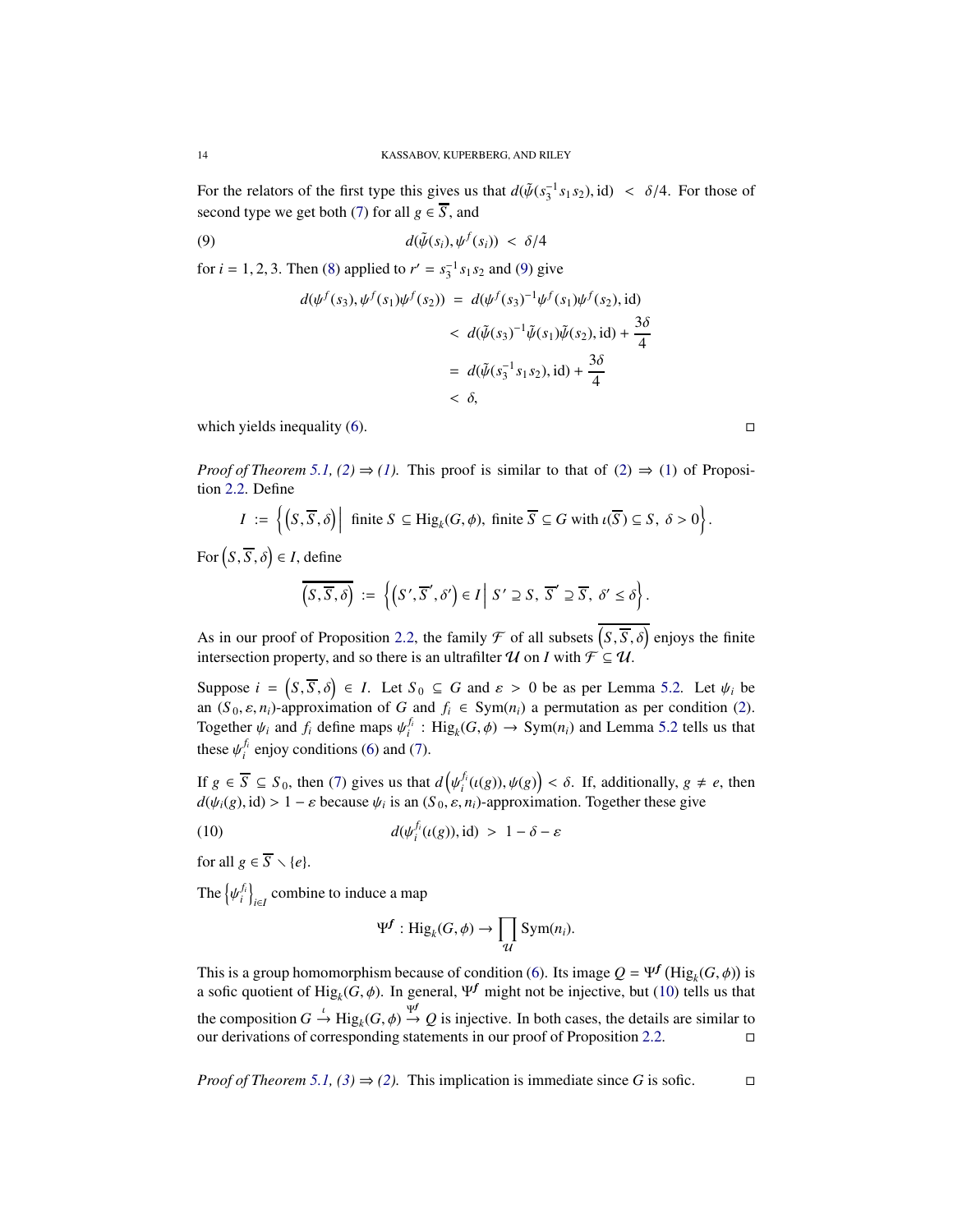For the relators of the first type this gives us that $d(\tilde{\psi}(s_3^{-1}s_1s_2), \mathrm{id}) < \delta/4$. For those of second type we get both (7) for all $g \in \overline{S}$, and

$$d(\tilde{\psi}(s_i), \psi^f(s_i)) < \delta/4 \tag{9}$$

for $i = 1, 2, 3$. Then (8) applied to $r' = s_3^{-1}s_1s_2$ and (9) give

$$\begin{aligned}
d(\psi^f(s_3), \psi^f(s_1)\psi^f(s_2)) &= d(\psi^f(s_3)^{-1}\psi^f(s_1)\psi^f(s_2), \mathrm{id}) \\
&< d(\tilde{\psi}(s_3)^{-1}\tilde{\psi}(s_1)\tilde{\psi}(s_2), \mathrm{id}) + \frac{3\delta}{4} \\
&= d(\tilde{\psi}(s_3^{-1}s_1s_2), \mathrm{id}) + \frac{3\delta}{4} \\
&< \delta,
\end{aligned}$$

which yields inequality (6). $\square$

*Proof of Theorem 5.1, (2) ⇒ (1).* This proof is similar to that of (2) ⇒ (1) of Proposition 2.2. Define

$$I := \left\{ \left(S, \overline{S}, \delta\right) \,\middle|\, \text{ finite } S \subseteq \mathrm{Hig}_k(G,\phi), \text{ finite } \overline{S} \subseteq G \text{ with } \iota(\overline{S}) \subseteq S, \ \delta > 0 \right\}.$$

For $\left(S, \overline{S}, \delta\right) \in I$, define

$$\overline{\left(S, \overline{S}, \delta\right)} := \left\{ \left(S', \overline{S}', \delta'\right) \in I \,\middle|\, S' \supseteq S, \ \overline{S}' \supseteq \overline{S}, \ \delta' \leq \delta \right\}.$$

As in our proof of Proposition 2.2, the family $\mathcal{F}$ of all subsets $\overline{\left(S, \overline{S}, \delta\right)}$ enjoys the finite intersection property, and so there is an ultrafilter $\mathcal{U}$ on $I$ with $\mathcal{F} \subseteq \mathcal{U}$.

Suppose $i = \left(S, \overline{S}, \delta\right) \in I$. Let $S_0 \subseteq G$ and $\varepsilon > 0$ be as per Lemma 5.2. Let $\psi_i$ be an $(S_0, \varepsilon, n_i)$-approximation of $G$ and $f_i \in \mathrm{Sym}(n_i)$ a permutation as per condition (2). Together $\psi_i$ and $f_i$ define maps $\psi_i^{f_i} : \mathrm{Hig}_k(G,\phi) \to \mathrm{Sym}(n_i)$ and Lemma 5.2 tells us that these $\psi_i^{f_i}$ enjoy conditions (6) and (7).

If $g \in \overline{S} \subseteq S_0$, then (7) gives us that $d\left(\psi_i^{f_i}(\iota(g)), \psi(g)\right) < \delta$. If, additionally, $g \neq e$, then $d(\psi_i(g), \mathrm{id}) > 1 - \varepsilon$ because $\psi_i$ is an $(S_0, \varepsilon, n_i)$-approximation. Together these give

$$d(\psi_i^{f_i}(\iota(g)), \mathrm{id}) > 1 - \delta - \varepsilon \tag{10}$$

for all $g \in \overline{S} \smallsetminus \{e\}$.

The $\left\{\psi_i^{f_i}\right\}_{i \in I}$ combine to induce a map

$$\Psi^{\boldsymbol{f}} : \mathrm{Hig}_k(G,\phi) \to \prod_{\mathcal{U}} \mathrm{Sym}(n_i).$$

This is a group homomorphism because of condition (6). Its image $Q = \Psi^{\boldsymbol{f}}\left(\mathrm{Hig}_k(G,\phi)\right)$ is a sofic quotient of $\mathrm{Hig}_k(G,\phi)$. In general, $\Psi^{\boldsymbol{f}}$ might not be injective, but (10) tells us that the composition $G \xrightarrow{\iota} \mathrm{Hig}_k(G,\phi) \xrightarrow{\Psi^{\boldsymbol{f}}} Q$ is injective. In both cases, the details are similar to our derivations of corresponding statements in our proof of Proposition 2.2. $\square$

*Proof of Theorem 5.1, (3) ⇒ (2).* This implication is immediate since $G$ is sofic. $\square$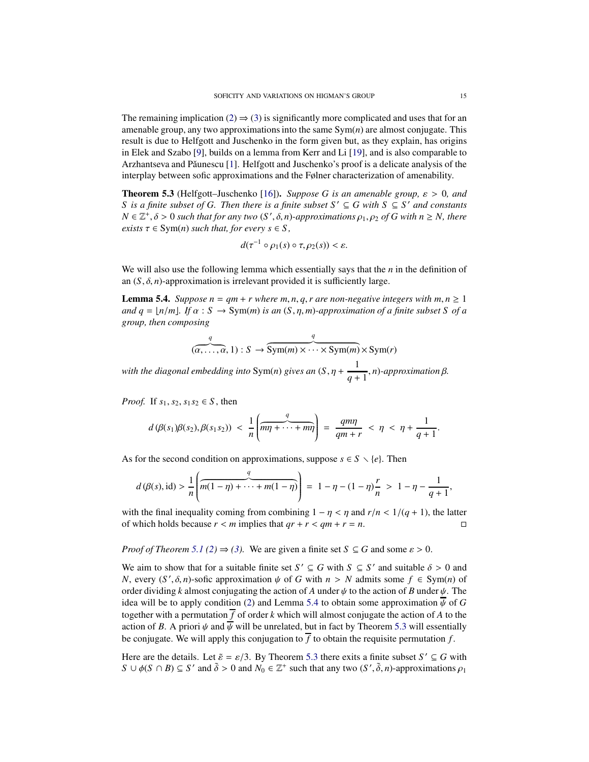The remaining implication (2) ⇒ (3) is significantly more complicated and uses that for an amenable group, any two approximations into the same $\mathrm{Sym}(n)$ are almost conjugate. This result is due to Helfgott and Juschenko in the form given but, as they explain, has origins in Elek and Szabo [9], builds on a lemma from Kerr and Li [19], and is also comparable to Arzhantseva and Păunescu [1]. Helfgott and Juschenko's proof is a delicate analysis of the interplay between sofic approximations and the Følner characterization of amenability.

**Theorem 5.3** (Helfgott–Juschenko [16]). *Suppose $G$ is an amenable group, $\varepsilon > 0$, and $S$ is a finite subset of $G$. Then there is a finite subset $S' \subseteq G$ with $S \subseteq S'$ and constants $N \in \mathbb{Z}^+, \delta > 0$ such that for any two $(S', \delta, n)$-approximations $\rho_1, \rho_2$ of $G$ with $n \geq N$, there exists $\tau \in \mathrm{Sym}(n)$ such that, for every $s \in S$,*

$$d(\tau^{-1} \circ \rho_1(s) \circ \tau, \rho_2(s)) < \varepsilon.$$

We will also use the following lemma which essentially says that the $n$ in the definition of an $(S, \delta, n)$-approximation is irrelevant provided it is sufficiently large.

**Lemma 5.4.** *Suppose $n = qm + r$ where $m, n, q, r$ are non-negative integers with $m, n \geq 1$ and $q = \lfloor n/m \rfloor$. If $\alpha : S \to \mathrm{Sym}(m)$ is an $(S, \eta, m)$-approximation of a finite subset $S$ of a group, then composing*

$$(\overbrace{\alpha, \ldots, \alpha}^{q}, 1) : S \to \overbrace{\mathrm{Sym}(m) \times \cdots \times \mathrm{Sym}(m)}^{q} \times \mathrm{Sym}(r)$$

*with the diagonal embedding into $\mathrm{Sym}(n)$ gives an $(S, \eta + \dfrac{1}{q+1}, n)$-approximation $\beta$.*

*Proof.* If $s_1, s_2, s_1 s_2 \in S$, then

$$d\left(\beta(s_1)\beta(s_2), \beta(s_1 s_2)\right) < \frac{1}{n}\left(\overbrace{m\eta + \cdots + m\eta}^{q}\right) = \frac{qm\eta}{qm + r} < \eta < \eta + \frac{1}{q+1}.$$

As for the second condition on approximations, suppose $s \in S \setminus \{e\}$. Then

$$d\left(\beta(s), \mathrm{id}\right) > \frac{1}{n}\left(\overbrace{m(1-\eta) + \cdots + m(1-\eta)}^{q}\right) = 1 - \eta - (1-\eta)\frac{r}{n} > 1 - \eta - \frac{1}{q+1},$$

with the final inequality coming from combining $1 - \eta < \eta$ and $r/n < 1/(q+1)$, the latter of which holds because $r < m$ implies that $qr + r < qm + r = n$. □

*Proof of Theorem 5.1 (2) ⇒ (3).* We are given a finite set $S \subseteq G$ and some $\varepsilon > 0$.

We aim to show that for a suitable finite set $S' \subseteq G$ with $S \subseteq S'$ and suitable $\delta > 0$ and $N$, every $(S', \delta, n)$-sofic approximation $\psi$ of $G$ with $n > N$ admits some $f \in \mathrm{Sym}(n)$ of order dividing $k$ almost conjugating the action of $A$ under $\psi$ to the action of $B$ under $\psi$. The idea will be to apply condition (2) and Lemma 5.4 to obtain some approximation $\overline{\psi}$ of $G$ together with a permutation $\overline{f}$ of order $k$ which will almost conjugate the action of $A$ to the action of $B$. A priori $\psi$ and $\overline{\psi}$ will be unrelated, but in fact by Theorem 5.3 will essentially be conjugate. We will apply this conjugation to $\overline{f}$ to obtain the requisite permutation $f$.

Here are the details. Let $\tilde{\varepsilon} = \varepsilon/3$. By Theorem 5.3 there exits a finite subset $S' \subseteq G$ with $S \cup \phi(S \cap B) \subseteq S'$ and $\tilde{\delta} > 0$ and $N_0 \in \mathbb{Z}^+$ such that any two $(S', \tilde{\delta}, n)$-approximations $\rho_1$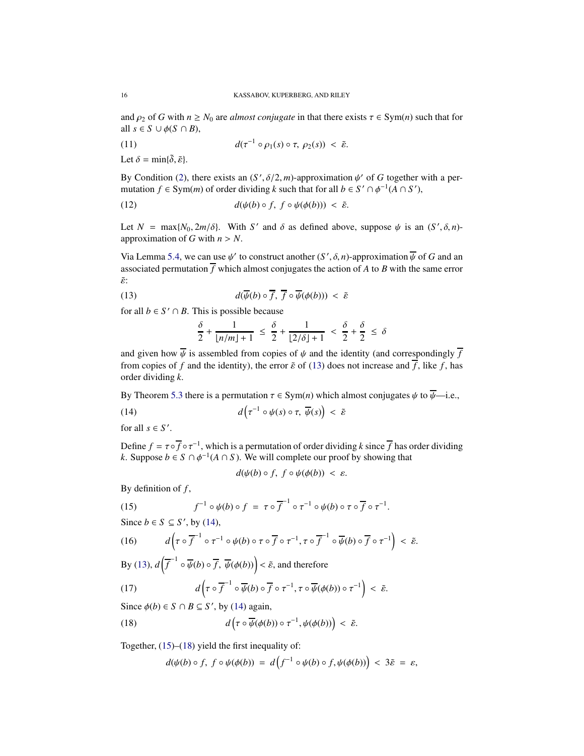and $\rho_2$ of $G$ with $n \geq N_0$ are *almost conjugate* in that there exists $\tau \in \mathrm{Sym}(n)$ such that for all $s \in S \cup \phi(S \cap B)$,

$$d(\tau^{-1} \circ \rho_1(s) \circ \tau,\ \rho_2(s)) \ < \ \tilde{\varepsilon}. \tag{11}$$

Let $\delta = \min\{\tilde{\delta}, \tilde{\varepsilon}\}$.

By Condition (2), there exists an $(S', \delta/2, m)$-approximation $\psi'$ of $G$ together with a permutation $f \in \mathrm{Sym}(m)$ of order dividing $k$ such that for all $b \in S' \cap \phi^{-1}(A \cap S')$,

$$d(\psi(b) \circ f,\ f \circ \psi(\phi(b))) \ < \ \tilde{\varepsilon}. \tag{12}$$

Let $N = \max\{N_0, 2m/\delta\}$. With $S'$ and $\delta$ as defined above, suppose $\psi$ is an $(S', \delta, n)$-approximation of $G$ with $n > N$.

Via Lemma 5.4, we can use $\psi'$ to construct another $(S', \delta, n)$-approximation $\overline{\psi}$ of $G$ and an associated permutation $\overline{f}$ which almost conjugates the action of $A$ to $B$ with the same error $\tilde{\varepsilon}$:

$$d(\overline{\psi}(b) \circ \overline{f},\ \overline{f} \circ \overline{\psi}(\phi(b))) \ < \ \tilde{\varepsilon} \tag{13}$$

for all $b \in S' \cap B$. This is possible because

$$\frac{\delta}{2} + \frac{1}{\lfloor n/m \rfloor + 1} \ \leq \ \frac{\delta}{2} + \frac{1}{\lfloor 2/\delta \rfloor + 1} \ < \ \frac{\delta}{2} + \frac{\delta}{2} \ \leq \ \delta$$

and given how $\overline{\psi}$ is assembled from copies of $\psi$ and the identity (and correspondingly $\overline{f}$ from copies of $f$ and the identity), the error $\tilde{\varepsilon}$ of (13) does not increase and $\overline{f}$, like $f$, has order dividing $k$.

By Theorem 5.3 there is a permutation $\tau \in \mathrm{Sym}(n)$ which almost conjugates $\psi$ to $\overline{\psi}$—i.e.,

$$d\Big(\tau^{-1} \circ \psi(s) \circ \tau,\ \overline{\psi}(s)\Big) \ < \ \tilde{\varepsilon} \tag{14}$$

for all $s \in S'$.

Define $f = \tau \circ \overline{f} \circ \tau^{-1}$, which is a permutation of order dividing $k$ since $\overline{f}$ has order dividing $k$. Suppose $b \in S \cap \phi^{-1}(A \cap S)$. We will complete our proof by showing that

$$d(\psi(b) \circ f,\ f \circ \psi(\phi(b)) \ < \ \varepsilon.$$

By definition of $f$,

$$f^{-1} \circ \psi(b) \circ f \ = \ \tau \circ \overline{f}^{-1} \circ \tau^{-1} \circ \psi(b) \circ \tau \circ \overline{f} \circ \tau^{-1}. \tag{15}$$

Since $b \in S \subseteq S'$, by (14),

$$d\Big(\tau \circ \overline{f}^{-1} \circ \tau^{-1} \circ \psi(b) \circ \tau \circ \overline{f} \circ \tau^{-1}, \tau \circ \overline{f}^{-1} \circ \overline{\psi}(b) \circ \overline{f} \circ \tau^{-1}\Big) \ < \ \tilde{\varepsilon}. \tag{16}$$

By (13), $d\Big(\overline{f}^{-1} \circ \overline{\psi}(b) \circ \overline{f},\ \overline{\psi}(\phi(b))\Big) < \tilde{\varepsilon}$, and therefore

$$d\Big(\tau \circ \overline{f}^{-1} \circ \overline{\psi}(b) \circ \overline{f} \circ \tau^{-1}, \tau \circ \overline{\psi}(\phi(b)) \circ \tau^{-1}\Big) \ < \ \tilde{\varepsilon}. \tag{17}$$

Since $\phi(b) \in S \cap B \subseteq S'$, by (14) again,

$$d\Big(\tau \circ \overline{\psi}(\phi(b)) \circ \tau^{-1}, \psi(\phi(b))\Big) \ < \ \tilde{\varepsilon}. \tag{18}$$

Together, (15)–(18) yield the first inequality of:

$$d(\psi(b) \circ f,\ f \circ \psi(\phi(b)) \ = \ d\Big(f^{-1} \circ \psi(b) \circ f, \psi(\phi(b))\Big) \ < \ 3\tilde{\varepsilon} \ = \ \varepsilon,$$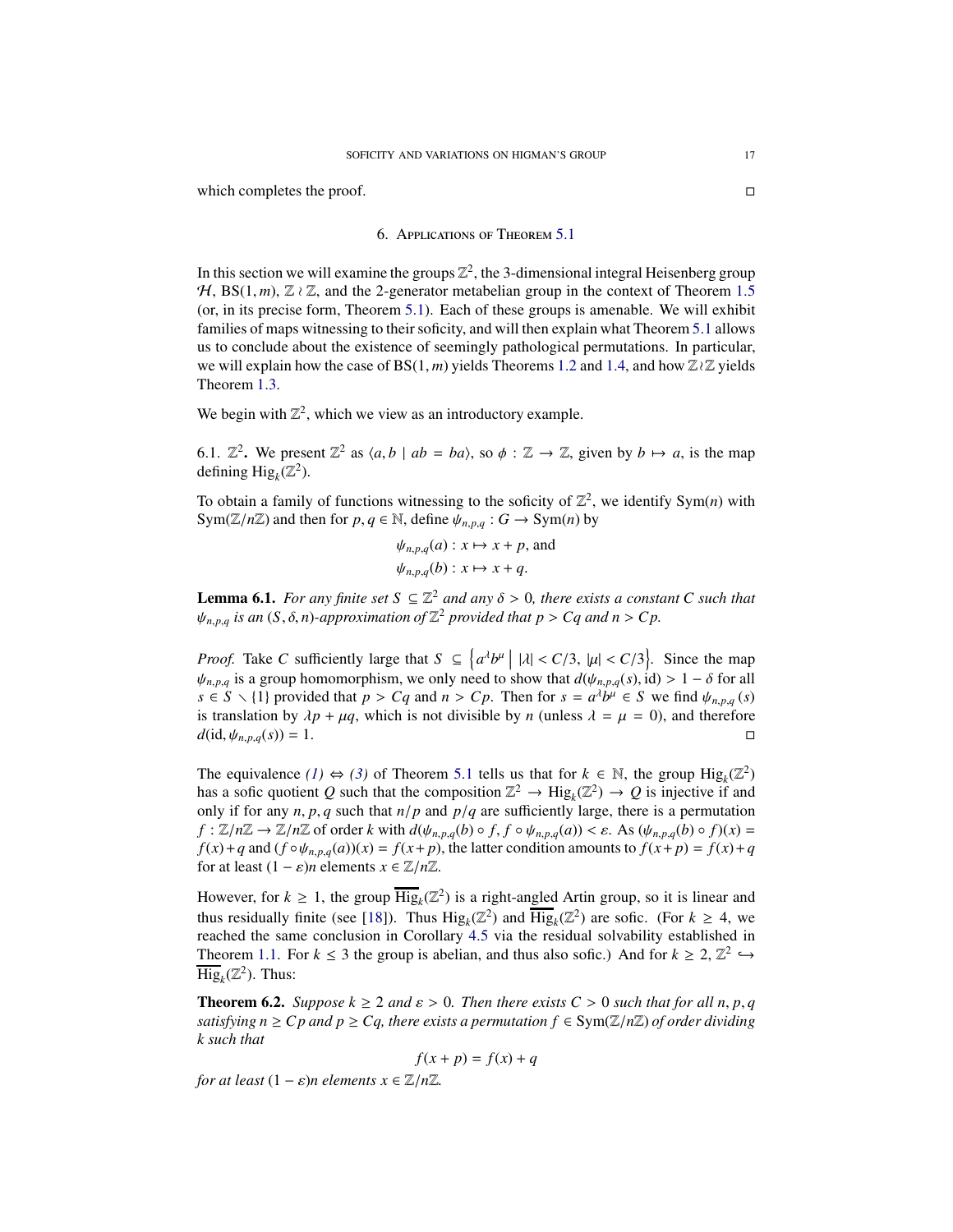which completes the proof. ◻

## 6. Applications of Theorem 5.1

In this section we will examine the groups $\mathbb{Z}^2$, the 3-dimensional integral Heisenberg group $\mathcal{H}$, $\mathrm{BS}(1,m)$, $\mathbb{Z} \wr \mathbb{Z}$, and the 2-generator metabelian group in the context of Theorem 1.5 (or, in its precise form, Theorem 5.1). Each of these groups is amenable. We will exhibit families of maps witnessing to their soficity, and will then explain what Theorem 5.1 allows us to conclude about the existence of seemingly pathological permutations. In particular, we will explain how the case of $\mathrm{BS}(1,m)$ yields Theorems 1.2 and 1.4, and how $\mathbb{Z} \wr \mathbb{Z}$ yields Theorem 1.3.

We begin with $\mathbb{Z}^2$, which we view as an introductory example.

6.1. $\mathbb{Z}^2$**.** We present $\mathbb{Z}^2$ as $\langle a, b \mid ab = ba \rangle$, so $\phi : \mathbb{Z} \to \mathbb{Z}$, given by $b \mapsto a$, is the map defining $\mathrm{Hig}_k(\mathbb{Z}^2)$.

To obtain a family of functions witnessing to the soficity of $\mathbb{Z}^2$, we identify $\mathrm{Sym}(n)$ with $\mathrm{Sym}(\mathbb{Z}/n\mathbb{Z})$ and then for $p, q \in \mathbb{N}$, define $\psi_{n,p,q} : G \to \mathrm{Sym}(n)$ by

$$\psi_{n,p,q}(a) : x \mapsto x + p, \text{ and}$$
$$\psi_{n,p,q}(b) : x \mapsto x + q.$$

**Lemma 6.1.** *For any finite set $S \subseteq \mathbb{Z}^2$ and any $\delta > 0$, there exists a constant $C$ such that $\psi_{n,p,q}$ is an $(S, \delta, n)$-approximation of $\mathbb{Z}^2$ provided that $p > Cq$ and $n > Cp$.*

*Proof.* Take $C$ sufficiently large that $S \subseteq \left\{ a^\lambda b^\mu \;\middle|\; |\lambda| < C/3,\ |\mu| < C/3 \right\}$. Since the map $\psi_{n,p,q}$ is a group homomorphism, we only need to show that $d(\psi_{n,p,q}(s), \mathrm{id}) > 1 - \delta$ for all $s \in S \smallsetminus \{1\}$ provided that $p > Cq$ and $n > Cp$. Then for $s = a^\lambda b^\mu \in S$ we find $\psi_{n,p,q}(s)$ is translation by $\lambda p + \mu q$, which is not divisible by $n$ (unless $\lambda = \mu = 0$), and therefore $d(\mathrm{id}, \psi_{n,p,q}(s)) = 1$. ◻

The equivalence *(1)* ⇔ *(3)* of Theorem 5.1 tells us that for $k \in \mathbb{N}$, the group $\mathrm{Hig}_k(\mathbb{Z}^2)$ has a sofic quotient $Q$ such that the composition $\mathbb{Z}^2 \to \mathrm{Hig}_k(\mathbb{Z}^2) \to Q$ is injective if and only if for any $n, p, q$ such that $n/p$ and $p/q$ are sufficiently large, there is a permutation $f : \mathbb{Z}/n\mathbb{Z} \to \mathbb{Z}/n\mathbb{Z}$ of order $k$ with $d(\psi_{n,p,q}(b) \circ f, f \circ \psi_{n,p,q}(a)) < \varepsilon$. As $(\psi_{n,p,q}(b) \circ f)(x) = f(x) + q$ and $(f \circ \psi_{n,p,q}(a))(x) = f(x + p)$, the latter condition amounts to $f(x + p) = f(x) + q$ for at least $(1 - \varepsilon)n$ elements $x \in \mathbb{Z}/n\mathbb{Z}$.

However, for $k \geq 1$, the group $\overline{\overline{\mathrm{Hig}}}_k(\mathbb{Z}^2)$ is a right-angled Artin group, so it is linear and thus residually finite (see [18]). Thus $\mathrm{Hig}_k(\mathbb{Z}^2)$ and $\overline{\overline{\mathrm{Hig}}}_k(\mathbb{Z}^2)$ are sofic. (For $k \geq 4$, we reached the same conclusion in Corollary 4.5 via the residual solvability established in Theorem 1.1. For $k \leq 3$ the group is abelian, and thus also sofic.) And for $k \geq 2$, $\mathbb{Z}^2 \hookrightarrow \overline{\overline{\mathrm{Hig}}}_k(\mathbb{Z}^2)$. Thus:

**Theorem 6.2.** *Suppose $k \geq 2$ and $\varepsilon > 0$. Then there exists $C > 0$ such that for all $n, p, q$ satisfying $n \geq Cp$ and $p \geq Cq$, there exists a permutation $f \in \mathrm{Sym}(\mathbb{Z}/n\mathbb{Z})$ of order dividing $k$ such that*

$$f(x + p) = f(x) + q$$

*for at least $(1 - \varepsilon)n$ elements $x \in \mathbb{Z}/n\mathbb{Z}$.*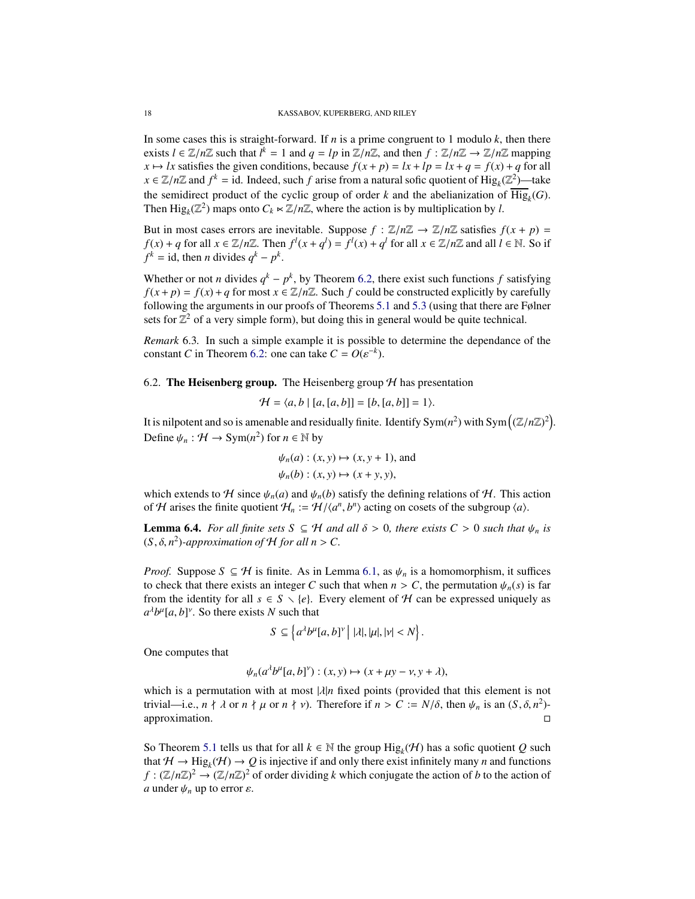In some cases this is straight-forward. If $n$ is a prime congruent to 1 modulo $k$, then there exists $l \in \mathbb{Z}/n\mathbb{Z}$ such that $l^k = 1$ and $q = lp$ in $\mathbb{Z}/n\mathbb{Z}$, and then $f : \mathbb{Z}/n\mathbb{Z} \to \mathbb{Z}/n\mathbb{Z}$ mapping $x \mapsto lx$ satisfies the given conditions, because $f(x + p) = lx + lp = lx + q = f(x) + q$ for all $x \in \mathbb{Z}/n\mathbb{Z}$ and $f^k = \mathrm{id}$. Indeed, such $f$ arise from a natural sofic quotient of $\mathrm{Hig}_k(\mathbb{Z}^2)$—take the semidirect product of the cyclic group of order $k$ and the abelianization of $\overline{\mathrm{Hig}}_k(G)$. Then $\mathrm{Hig}_k(\mathbb{Z}^2)$ maps onto $C_k \ltimes \mathbb{Z}/n\mathbb{Z}$, where the action is by multiplication by $l$.

But in most cases errors are inevitable. Suppose $f : \mathbb{Z}/n\mathbb{Z} \to \mathbb{Z}/n\mathbb{Z}$ satisfies $f(x + p) = f(x) + q$ for all $x \in \mathbb{Z}/n\mathbb{Z}$. Then $f^l(x + q^l) = f^l(x) + q^l$ for all $x \in \mathbb{Z}/n\mathbb{Z}$ and all $l \in \mathbb{N}$. So if $f^k = \mathrm{id}$, then $n$ divides $q^k - p^k$.

Whether or not $n$ divides $q^k - p^k$, by Theorem 6.2, there exist such functions $f$ satisfying $f(x+p) = f(x)+q$ for most $x \in \mathbb{Z}/n\mathbb{Z}$. Such $f$ could be constructed explicitly by carefully following the arguments in our proofs of Theorems 5.1 and 5.3 (using that there are Følner sets for $\mathbb{Z}^2$ of a very simple form), but doing this in general would be quite technical.

*Remark* 6.3. In such a simple example it is possible to determine the dependance of the constant $C$ in Theorem 6.2: one can take $C = O(\varepsilon^{-k})$.

6.2. **The Heisenberg group.** The Heisenberg group $\mathcal{H}$ has presentation

$$\mathcal{H} = \langle a, b \mid [a, [a, b]] = [b, [a, b]] = 1 \rangle.$$

It is nilpotent and so is amenable and residually finite. Identify $\mathrm{Sym}(n^2)$ with $\mathrm{Sym}\left((\mathbb{Z}/n\mathbb{Z})^2\right)$. Define $\psi_n : \mathcal{H} \to \mathrm{Sym}(n^2)$ for $n \in \mathbb{N}$ by

$$\psi_n(a) : (x, y) \mapsto (x, y + 1), \text{ and}$$
$$\psi_n(b) : (x, y) \mapsto (x + y, y),$$

which extends to $\mathcal{H}$ since $\psi_n(a)$ and $\psi_n(b)$ satisfy the defining relations of $\mathcal{H}$. This action of $\mathcal{H}$ arises the finite quotient $\mathcal{H}_n := \mathcal{H}/\langle a^n, b^n \rangle$ acting on cosets of the subgroup $\langle a \rangle$.

**Lemma 6.4.** *For all finite sets $S \subseteq \mathcal{H}$ and all $\delta > 0$, there exists $C > 0$ such that $\psi_n$ is $(S, \delta, n^2)$-approximation of $\mathcal{H}$ for all $n > C$.*

*Proof.* Suppose $S \subseteq \mathcal{H}$ is finite. As in Lemma 6.1, as $\psi_n$ is a homomorphism, it suffices to check that there exists an integer $C$ such that when $n > C$, the permutation $\psi_n(s)$ is far from the identity for all $s \in S \setminus \{e\}$. Every element of $\mathcal{H}$ can be expressed uniquely as $a^\lambda b^\mu [a, b]^\nu$. So there exists $N$ such that

$$S \subseteq \left\{ a^\lambda b^\mu [a, b]^\nu \;\middle|\; |\lambda|, |\mu|, |\nu| < N \right\}.$$

One computes that

$$\psi_n(a^\lambda b^\mu [a, b]^\nu) : (x, y) \mapsto (x + \mu y - \nu, y + \lambda),$$

which is a permutation with at most $|\lambda| n$ fixed points (provided that this element is not trivial—i.e., $n \nmid \lambda$ or $n \nmid \mu$ or $n \nmid \nu$). Therefore if $n > C := N/\delta$, then $\psi_n$ is an $(S, \delta, n^2)$-approximation. $\square$

So Theorem 5.1 tells us that for all $k \in \mathbb{N}$ the group $\mathrm{Hig}_k(\mathcal{H})$ has a sofic quotient $Q$ such that $\mathcal{H} \to \mathrm{Hig}_k(\mathcal{H}) \to Q$ is injective if and only there exist infinitely many $n$ and functions $f : (\mathbb{Z}/n\mathbb{Z})^2 \to (\mathbb{Z}/n\mathbb{Z})^2$ of order dividing $k$ which conjugate the action of $b$ to the action of $a$ under $\psi_n$ up to error $\varepsilon$.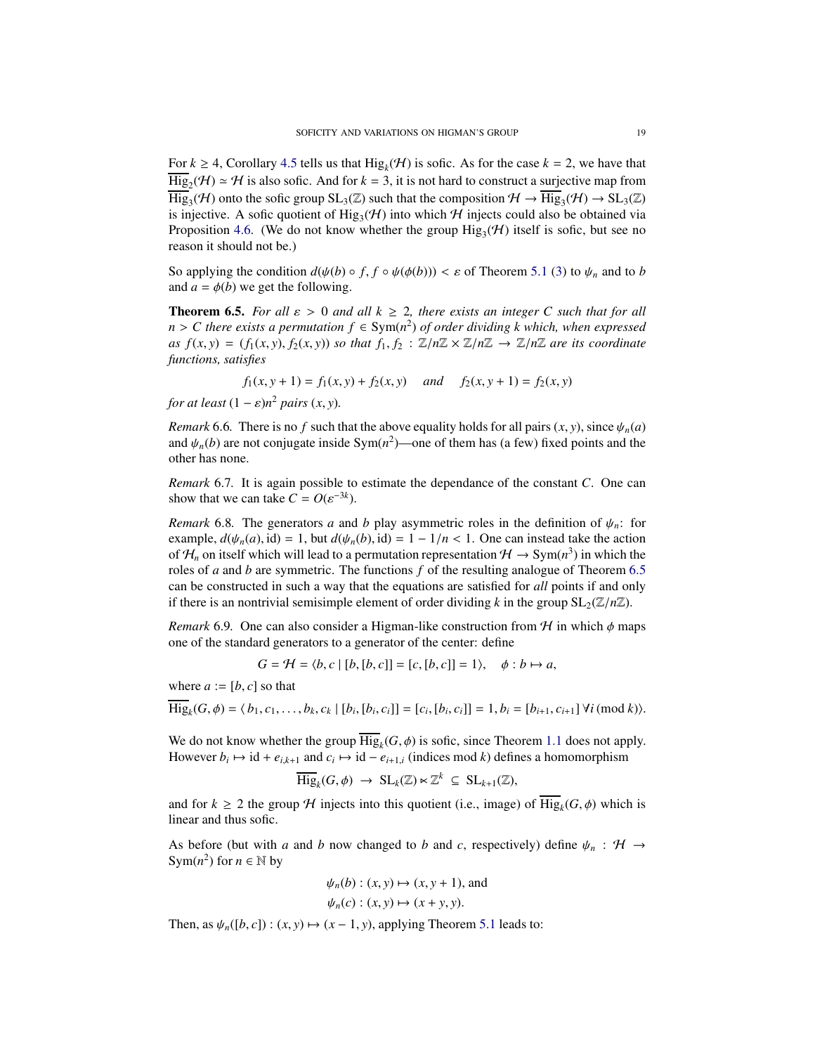For $k \geq 4$, Corollary 4.5 tells us that $\mathrm{Hig}_k(\mathcal{H})$ is sofic. As for the case $k = 2$, we have that $\overline{\mathrm{Hig}}_2(\mathcal{H}) \simeq \mathcal{H}$ is also sofic. And for $k = 3$, it is not hard to construct a surjective map from $\overline{\mathrm{Hig}}_3(\mathcal{H})$ onto the sofic group $\mathrm{SL}_3(\mathbb{Z})$ such that the composition $\mathcal{H} \to \overline{\mathrm{Hig}}_3(\mathcal{H}) \to \mathrm{SL}_3(\mathbb{Z})$ is injective. A sofic quotient of $\mathrm{Hig}_3(\mathcal{H})$ into which $\mathcal{H}$ injects could also be obtained via Proposition 4.6. (We do not know whether the group $\mathrm{Hig}_3(\mathcal{H})$ itself is sofic, but see no reason it should not be.)

So applying the condition $d(\psi(b) \circ f, f \circ \psi(\phi(b))) < \varepsilon$ of Theorem 5.1 (3) to $\psi_n$ and to $b$ and $a = \phi(b)$ we get the following.

**Theorem 6.5.** *For all $\varepsilon > 0$ and all $k \geq 2$, there exists an integer $C$ such that for all $n > C$ there exists a permutation $f \in \mathrm{Sym}(n^2)$ of order dividing $k$ which, when expressed as $f(x, y) = (f_1(x, y), f_2(x, y))$ so that $f_1, f_2 : \mathbb{Z}/n\mathbb{Z} \times \mathbb{Z}/n\mathbb{Z} \to \mathbb{Z}/n\mathbb{Z}$ are its coordinate functions, satisfies*

$$f_1(x, y + 1) = f_1(x, y) + f_2(x, y) \quad \textit{and} \quad f_2(x, y + 1) = f_2(x, y)$$

*for at least $(1 - \varepsilon)n^2$ pairs $(x, y)$.*

*Remark* 6.6. There is no $f$ such that the above equality holds for all pairs $(x, y)$, since $\psi_n(a)$ and $\psi_n(b)$ are not conjugate inside $\mathrm{Sym}(n^2)$—one of them has (a few) fixed points and the other has none.

*Remark* 6.7. It is again possible to estimate the dependance of the constant $C$. One can show that we can take $C = O(\varepsilon^{-3k})$.

*Remark* 6.8. The generators $a$ and $b$ play asymmetric roles in the definition of $\psi_n$: for example, $d(\psi_n(a), \mathrm{id}) = 1$, but $d(\psi_n(b), \mathrm{id}) = 1 - 1/n < 1$. One can instead take the action of $\mathcal{H}_n$ on itself which will lead to a permutation representation $\mathcal{H} \to \mathrm{Sym}(n^3)$ in which the roles of $a$ and $b$ are symmetric. The functions $f$ of the resulting analogue of Theorem 6.5 can be constructed in such a way that the equations are satisfied for *all* points if and only if there is an nontrivial semisimple element of order dividing $k$ in the group $\mathrm{SL}_2(\mathbb{Z}/n\mathbb{Z})$.

*Remark* 6.9. One can also consider a Higman-like construction from $\mathcal{H}$ in which $\phi$ maps one of the standard generators to a generator of the center: define

$$G = \mathcal{H} = \langle b, c \mid [b, [b, c]] = [c, [b, c]] = 1 \rangle, \quad \phi : b \mapsto a,$$

where $a := [b, c]$ so that

$$\overline{\mathrm{Hig}}_k(G, \phi) = \langle b_1, c_1, \ldots, b_k, c_k \mid [b_i, [b_i, c_i]] = [c_i, [b_i, c_i]] = 1, b_i = [b_{i+1}, c_{i+1}] \, \forall i \, (\mathrm{mod}\, k) \rangle.$$

We do not know whether the group $\overline{\mathrm{Hig}}_k(G, \phi)$ is sofic, since Theorem 1.1 does not apply. However $b_i \mapsto \mathrm{id} + e_{i,k+1}$ and $c_i \mapsto \mathrm{id} - e_{i+1,i}$ (indices mod $k$) defines a homomorphism

$$\overline{\mathrm{Hig}}_k(G, \phi) \to \mathrm{SL}_k(\mathbb{Z}) \ltimes \mathbb{Z}^k \subseteq \mathrm{SL}_{k+1}(\mathbb{Z}),$$

and for $k \geq 2$ the group $\mathcal{H}$ injects into this quotient (i.e., image) of $\overline{\mathrm{Hig}}_k(G, \phi)$ which is linear and thus sofic.

As before (but with $a$ and $b$ now changed to $b$ and $c$, respectively) define $\psi_n : \mathcal{H} \to \mathrm{Sym}(n^2)$ for $n \in \mathbb{N}$ by

$$\psi_n(b) : (x, y) \mapsto (x, y + 1), \text{ and}$$
$$\psi_n(c) : (x, y) \mapsto (x + y, y).$$

Then, as $\psi_n([b, c]) : (x, y) \mapsto (x - 1, y)$, applying Theorem 5.1 leads to: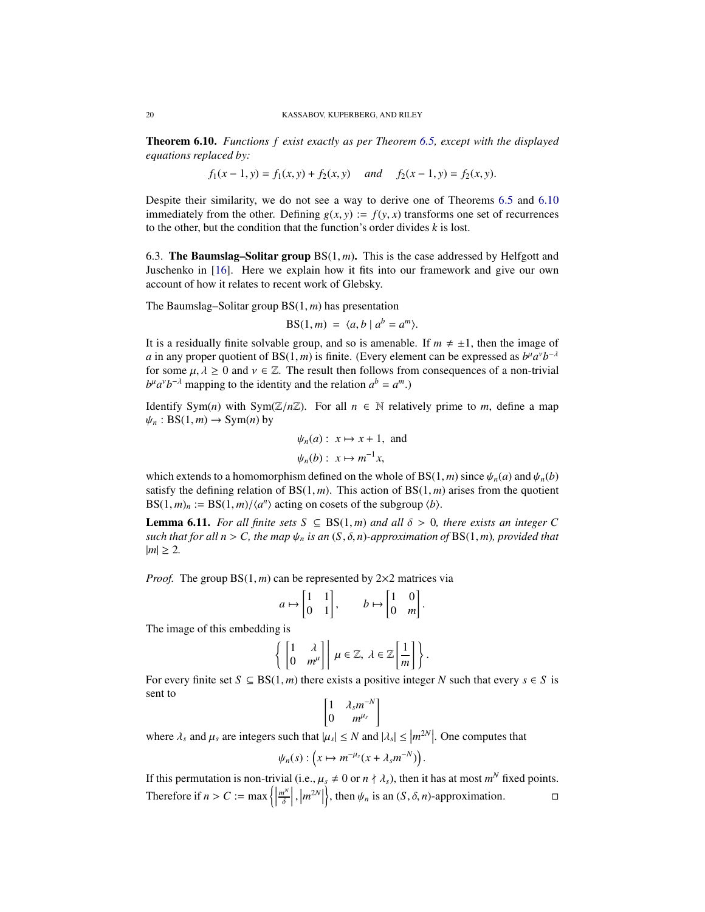**Theorem 6.10.** *Functions $f$ exist exactly as per Theorem 6.5, except with the displayed equations replaced by:*

$$f_1(x-1,y) = f_1(x,y) + f_2(x,y) \quad \textit{and} \quad f_2(x-1,y) = f_2(x,y).$$

Despite their similarity, we do not see a way to derive one of Theorems 6.5 and 6.10 immediately from the other. Defining $g(x,y) := f(y,x)$ transforms one set of recurrences to the other, but the condition that the function's order divides $k$ is lost.

### 6.3. The Baumslag–Solitar group $\mathrm{BS}(1,m)$.

This is the case addressed by Helfgott and Juschenko in [16]. Here we explain how it fits into our framework and give our own account of how it relates to recent work of Glebsky.

The Baumslag–Solitar group $\mathrm{BS}(1,m)$ has presentation

$$\mathrm{BS}(1,m) \ = \ \langle a, b \mid a^b = a^m \rangle.$$

It is a residually finite solvable group, and so is amenable. If $m \neq \pm 1$, then the image of $a$ in any proper quotient of $\mathrm{BS}(1,m)$ is finite. (Every element can be expressed as $b^\mu a^\nu b^{-\lambda}$ for some $\mu, \lambda \geq 0$ and $\nu \in \mathbb{Z}$. The result then follows from consequences of a non-trivial $b^\mu a^\nu b^{-\lambda}$ mapping to the identity and the relation $a^b = a^m$.)

Identify $\mathrm{Sym}(n)$ with $\mathrm{Sym}(\mathbb{Z}/n\mathbb{Z})$. For all $n \in \mathbb{N}$ relatively prime to $m$, define a map $\psi_n : \mathrm{BS}(1,m) \to \mathrm{Sym}(n)$ by

$$\psi_n(a): \ x \mapsto x+1, \ \text{ and}$$
$$\psi_n(b): \ x \mapsto m^{-1}x,$$

which extends to a homomorphism defined on the whole of $\mathrm{BS}(1,m)$ since $\psi_n(a)$ and $\psi_n(b)$ satisfy the defining relation of $\mathrm{BS}(1,m)$. This action of $\mathrm{BS}(1,m)$ arises from the quotient $\mathrm{BS}(1,m)_n := \mathrm{BS}(1,m)/\langle a^n \rangle$ acting on cosets of the subgroup $\langle b \rangle$.

**Lemma 6.11.** *For all finite sets $S \subseteq \mathrm{BS}(1,m)$ and all $\delta > 0$, there exists an integer $C$ such that for all $n > C$, the map $\psi_n$ is an $(S, \delta, n)$-approximation of $\mathrm{BS}(1,m)$, provided that $|m| \geq 2$.*

*Proof.* The group $\mathrm{BS}(1,m)$ can be represented by $2{\times}2$ matrices via

$$a \mapsto \begin{bmatrix} 1 & 1 \\ 0 & 1 \end{bmatrix}, \qquad b \mapsto \begin{bmatrix} 1 & 0 \\ 0 & m \end{bmatrix}.$$

The image of this embedding is

$$\left\{ \begin{bmatrix} 1 & \lambda \\ 0 & m^\mu \end{bmatrix} \,\middle|\, \mu \in \mathbb{Z}, \ \lambda \in \mathbb{Z}\left[\frac{1}{m}\right] \right\}.$$

For every finite set $S \subseteq \mathrm{BS}(1,m)$ there exists a positive integer $N$ such that every $s \in S$ is sent to

$$\begin{bmatrix} 1 & \lambda_s m^{-N} \\ 0 & m^{\mu_s} \end{bmatrix}$$

where $\lambda_s$ and $\mu_s$ are integers such that $|\mu_s| \leq N$ and $|\lambda_s| \leq \left|m^{2N}\right|$. One computes that

$$\psi_n(s) : \left( x \mapsto m^{-\mu_s}(x + \lambda_s m^{-N}) \right).$$

If this permutation is non-trivial (i.e., $\mu_s \neq 0$ or $n \nmid \lambda_s$), then it has at most $m^N$ fixed points. Therefore if $n > C := \max\left\{ \left|\frac{m^N}{\delta}\right|, \left|m^{2N}\right| \right\}$, then $\psi_n$ is an $(S, \delta, n)$-approximation. $\square$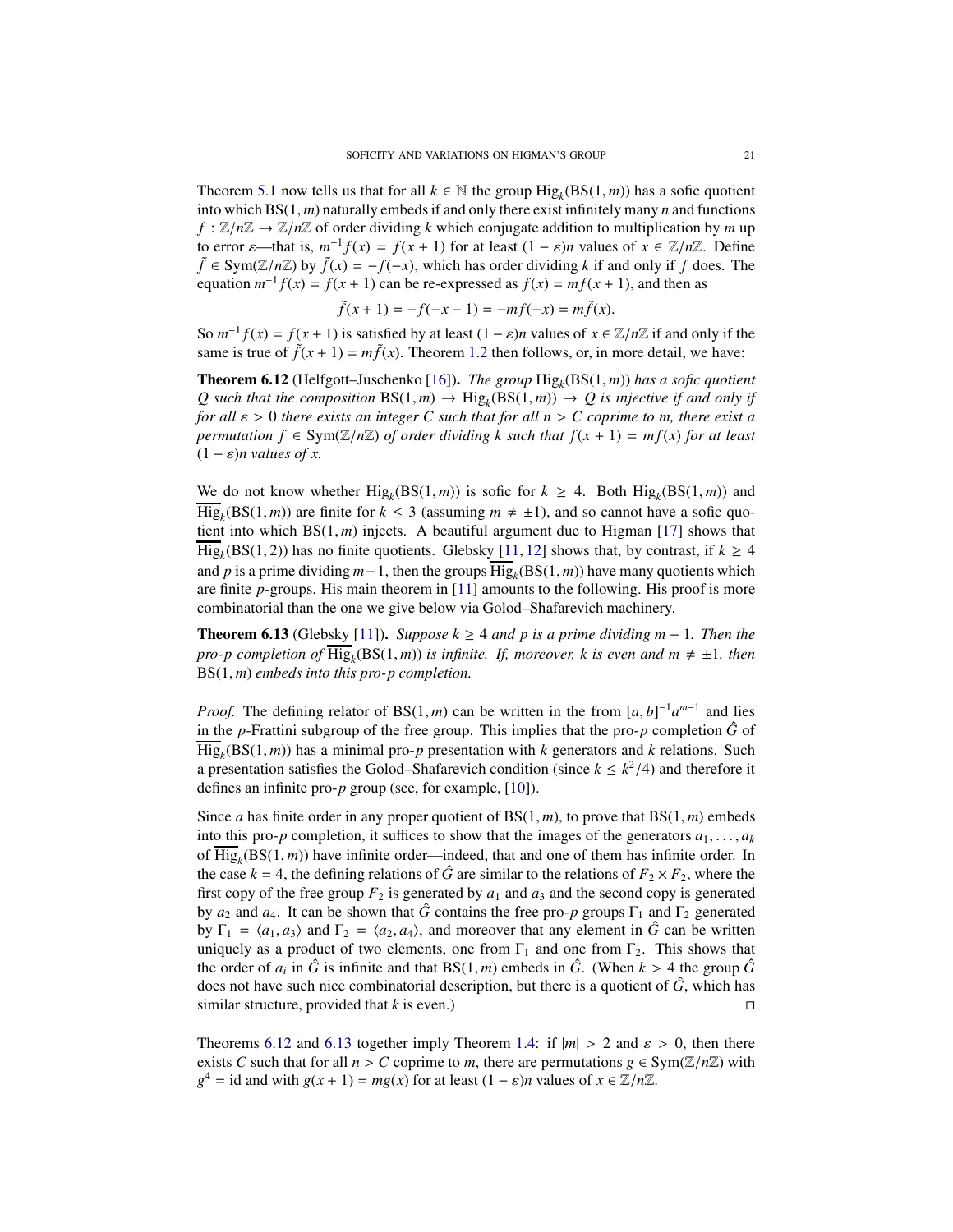Theorem 5.1 now tells us that for all $k \in \mathbb{N}$ the group $\mathrm{Hig}_k(\mathrm{BS}(1,m))$ has a sofic quotient into which $\mathrm{BS}(1,m)$ naturally embeds if and only there exist infinitely many $n$ and functions $f : \mathbb{Z}/n\mathbb{Z} \to \mathbb{Z}/n\mathbb{Z}$ of order dividing $k$ which conjugate addition to multiplication by $m$ up to error $\varepsilon$—that is, $m^{-1}f(x) = f(x+1)$ for at least $(1-\varepsilon)n$ values of $x \in \mathbb{Z}/n\mathbb{Z}$. Define $\tilde{f} \in \mathrm{Sym}(\mathbb{Z}/n\mathbb{Z})$ by $\tilde{f}(x) = -f(-x)$, which has order dividing $k$ if and only if $f$ does. The equation $m^{-1}f(x) = f(x+1)$ can be re-expressed as $f(x) = mf(x+1)$, and then as

$$\tilde{f}(x+1) = -f(-x-1) = -mf(-x) = m\tilde{f}(x).$$

So $m^{-1}f(x) = f(x+1)$ is satisfied by at least $(1-\varepsilon)n$ values of $x \in \mathbb{Z}/n\mathbb{Z}$ if and only if the same is true of $\tilde{f}(x+1) = m\tilde{f}(x)$. Theorem 1.2 then follows, or, in more detail, we have:

**Theorem 6.12** (Helfgott–Juschenko [16])**.** *The group $\mathrm{Hig}_k(\mathrm{BS}(1,m))$ has a sofic quotient $Q$ such that the composition $\mathrm{BS}(1,m) \to \mathrm{Hig}_k(\mathrm{BS}(1,m)) \to Q$ is injective if and only if for all $\varepsilon > 0$ there exists an integer $C$ such that for all $n > C$ coprime to $m$, there exist a permutation $f \in \mathrm{Sym}(\mathbb{Z}/n\mathbb{Z})$ of order dividing $k$ such that $f(x+1) = mf(x)$ for at least $(1-\varepsilon)n$ values of $x$.*

We do not know whether $\mathrm{Hig}_k(\mathrm{BS}(1,m))$ is sofic for $k \geq 4$. Both $\mathrm{Hig}_k(\mathrm{BS}(1,m))$ and $\overline{\mathrm{Hig}}_k(\mathrm{BS}(1,m))$ are finite for $k \leq 3$ (assuming $m \neq \pm 1$), and so cannot have a sofic quotient into which $\mathrm{BS}(1,m)$ injects. A beautiful argument due to Higman [17] shows that $\overline{\mathrm{Hig}}_k(\mathrm{BS}(1,2))$ has no finite quotients. Glebsky [11, 12] shows that, by contrast, if $k \geq 4$ and $p$ is a prime dividing $m-1$, then the groups $\overline{\mathrm{Hig}}_k(\mathrm{BS}(1,m))$ have many quotients which are finite $p$-groups. His main theorem in [11] amounts to the following. His proof is more combinatorial than the one we give below via Golod–Shafarevich machinery.

**Theorem 6.13** (Glebsky [11])**.** *Suppose $k \geq 4$ and $p$ is a prime dividing $m-1$. Then the pro-$p$ completion of $\overline{\mathrm{Hig}}_k(\mathrm{BS}(1,m))$ is infinite. If, moreover, $k$ is even and $m \neq \pm 1$, then $\mathrm{BS}(1,m)$ embeds into this pro-$p$ completion.*

*Proof.* The defining relator of $\mathrm{BS}(1,m)$ can be written in the from $[a,b]^{-1}a^{m-1}$ and lies in the $p$-Frattini subgroup of the free group. This implies that the pro-$p$ completion $\hat{G}$ of $\overline{\mathrm{Hig}}_k(\mathrm{BS}(1,m))$ has a minimal pro-$p$ presentation with $k$ generators and $k$ relations. Such a presentation satisfies the Golod–Shafarevich condition (since $k \leq k^2/4$) and therefore it defines an infinite pro-$p$ group (see, for example, [10]).

Since $a$ has finite order in any proper quotient of $\mathrm{BS}(1,m)$, to prove that $\mathrm{BS}(1,m)$ embeds into this pro-$p$ completion, it suffices to show that the images of the generators $a_1, \dots, a_k$ of $\overline{\mathrm{Hig}}_k(\mathrm{BS}(1,m))$ have infinite order—indeed, that and one of them has infinite order. In the case $k = 4$, the defining relations of $\hat{G}$ are similar to the relations of $F_2 \times F_2$, where the first copy of the free group $F_2$ is generated by $a_1$ and $a_3$ and the second copy is generated by $a_2$ and $a_4$. It can be shown that $\hat{G}$ contains the free pro-$p$ groups $\Gamma_1$ and $\Gamma_2$ generated by $\Gamma_1 = \langle a_1, a_3 \rangle$ and $\Gamma_2 = \langle a_2, a_4 \rangle$, and moreover that any element in $\hat{G}$ can be written uniquely as a product of two elements, one from $\Gamma_1$ and one from $\Gamma_2$. This shows that the order of $a_i$ in $\hat{G}$ is infinite and that $\mathrm{BS}(1,m)$ embeds in $\hat{G}$. (When $k > 4$ the group $\hat{G}$ does not have such nice combinatorial description, but there is a quotient of $\hat{G}$, which has similar structure, provided that $k$ is even.) □

Theorems 6.12 and 6.13 together imply Theorem 1.4: if $|m| > 2$ and $\varepsilon > 0$, then there exists $C$ such that for all $n > C$ coprime to $m$, there are permutations $g \in \mathrm{Sym}(\mathbb{Z}/n\mathbb{Z})$ with $g^4 = \mathrm{id}$ and with $g(x+1) = mg(x)$ for at least $(1-\varepsilon)n$ values of $x \in \mathbb{Z}/n\mathbb{Z}$.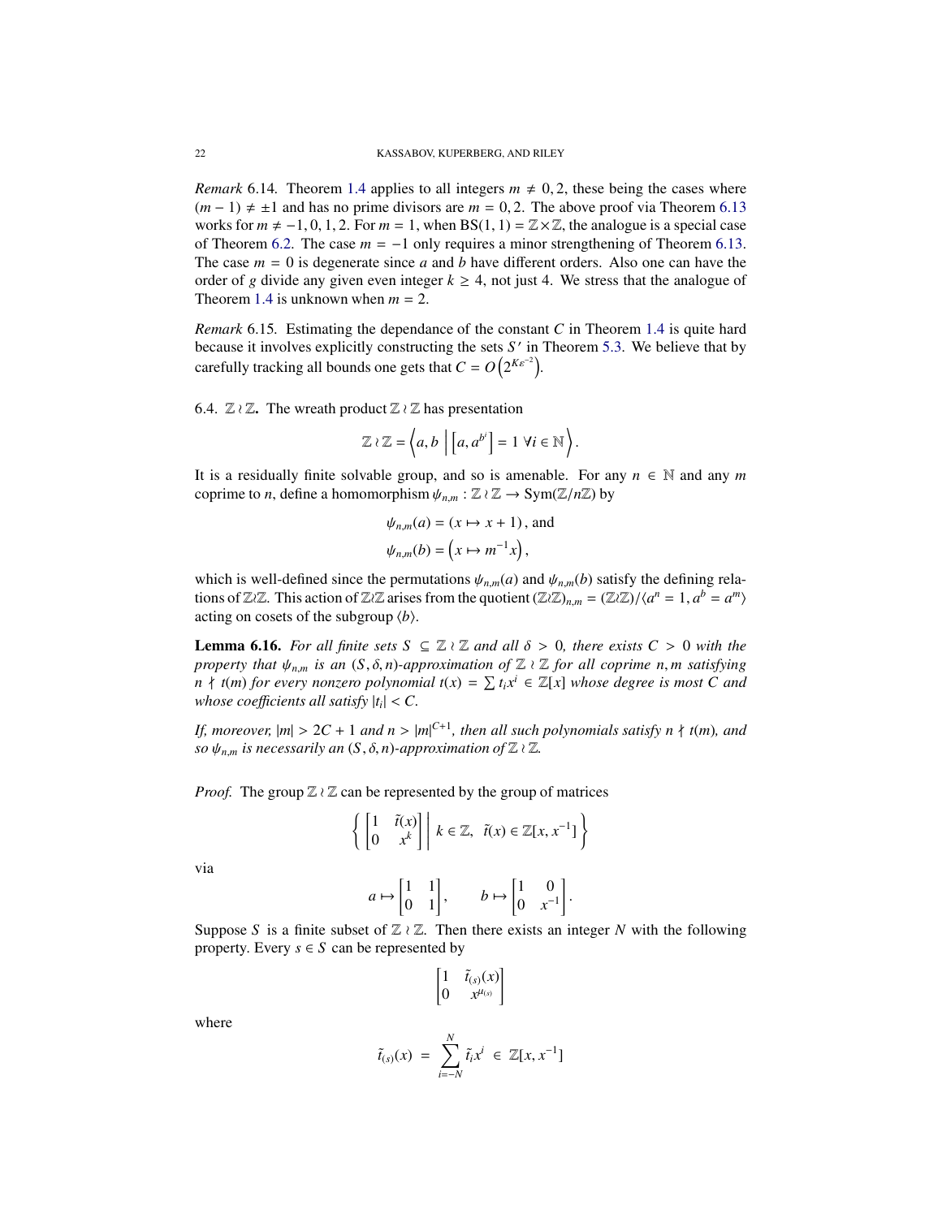*Remark* 6.14. Theorem 1.4 applies to all integers $m \neq 0, 2$, these being the cases where $(m-1) \neq \pm 1$ and has no prime divisors are $m = 0, 2$. The above proof via Theorem 6.13 works for $m \neq -1, 0, 1, 2$. For $m = 1$, when $\mathrm{BS}(1,1) = \mathbb{Z} \times \mathbb{Z}$, the analogue is a special case of Theorem 6.2. The case $m = -1$ only requires a minor strengthening of Theorem 6.13. The case $m = 0$ is degenerate since $a$ and $b$ have different orders. Also one can have the order of $g$ divide any given even integer $k \geq 4$, not just 4. We stress that the analogue of Theorem 1.4 is unknown when $m = 2$.

*Remark* 6.15. Estimating the dependance of the constant $C$ in Theorem 1.4 is quite hard because it involves explicitly constructing the sets $S'$ in Theorem 5.3. We believe that by carefully tracking all bounds one gets that $C = O\left(2^{K\varepsilon^{-2}}\right)$.

6.4. $\mathbb{Z} \wr \mathbb{Z}$. The wreath product $\mathbb{Z} \wr \mathbb{Z}$ has presentation

$$\mathbb{Z} \wr \mathbb{Z} = \left\langle a, b \;\middle|\; \left[a, a^{b^i}\right] = 1 \;\forall i \in \mathbb{N} \right\rangle.$$

It is a residually finite solvable group, and so is amenable. For any $n \in \mathbb{N}$ and any $m$ coprime to $n$, define a homomorphism $\psi_{n,m} : \mathbb{Z} \wr \mathbb{Z} \to \mathrm{Sym}(\mathbb{Z}/n\mathbb{Z})$ by

$$\psi_{n,m}(a) = (x \mapsto x+1)\,, \text{ and}$$
$$\psi_{n,m}(b) = \left(x \mapsto m^{-1}x\right),$$

which is well-defined since the permutations $\psi_{n,m}(a)$ and $\psi_{n,m}(b)$ satisfy the defining relations of $\mathbb{Z}\wr\mathbb{Z}$. This action of $\mathbb{Z}\wr\mathbb{Z}$ arises from the quotient $(\mathbb{Z}\wr\mathbb{Z})_{n,m} = (\mathbb{Z}\wr\mathbb{Z})/\langle a^n = 1, a^b = a^m\rangle$ acting on cosets of the subgroup $\langle b \rangle$.

**Lemma 6.16.** *For all finite sets $S \subseteq \mathbb{Z} \wr \mathbb{Z}$ and all $\delta > 0$, there exists $C > 0$ with the property that $\psi_{n,m}$ is an $(S, \delta, n)$-approximation of $\mathbb{Z} \wr \mathbb{Z}$ for all coprime $n, m$ satisfying $n \nmid t(m)$ for every nonzero polynomial $t(x) = \sum t_i x^i \in \mathbb{Z}[x]$ whose degree is most $C$ and whose coefficients all satisfy $|t_i| < C$.*

*If, moreover, $|m| > 2C + 1$ and $n > |m|^{C+1}$, then all such polynomials satisfy $n \nmid t(m)$, and so $\psi_{n,m}$ is necessarily an $(S, \delta, n)$-approximation of $\mathbb{Z} \wr \mathbb{Z}$.*

*Proof.* The group $\mathbb{Z} \wr \mathbb{Z}$ can be represented by the group of matrices

$$\left\{ \begin{bmatrix} 1 & \tilde{t}(x) \\ 0 & x^k \end{bmatrix} \;\middle|\; k \in \mathbb{Z},\;\; \tilde{t}(x) \in \mathbb{Z}[x, x^{-1}] \right\}$$

via

$$a \mapsto \begin{bmatrix} 1 & 1 \\ 0 & 1 \end{bmatrix}, \qquad b \mapsto \begin{bmatrix} 1 & 0 \\ 0 & x^{-1} \end{bmatrix}.$$

Suppose $S$ is a finite subset of $\mathbb{Z} \wr \mathbb{Z}$. Then there exists an integer $N$ with the following property. Every $s \in S$ can be represented by

$$\begin{bmatrix} 1 & \tilde{t}_{(s)}(x) \\ 0 & x^{\mu_{(s)}} \end{bmatrix}$$

where

$$\tilde{t}_{(s)}(x) \;=\; \sum_{i=-N}^{N} \tilde{t}_i x^i \;\in\; \mathbb{Z}[x, x^{-1}]$$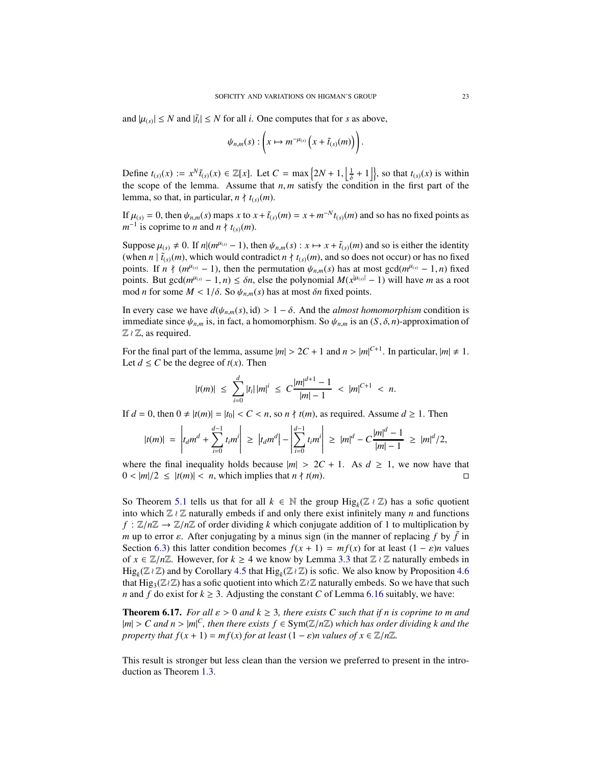and $|\mu_{(s)}| \leq N$ and $|\tilde{t}_i| \leq N$ for all $i$. One computes that for $s$ as above,

$$\psi_{n,m}(s) : \left( x \mapsto m^{-\mu_{(s)}} \left( x + \tilde{t}_{(s)}(m) \right) \right).$$

Define $t_{(s)}(x) := x^N \tilde{t}_{(s)}(x) \in \mathbb{Z}[x]$. Let $C = \max\left\{2N+1, \left\lfloor \frac{1}{\delta} + 1 \right\rfloor\right\}$, so that $t_{(s)}(x)$ is within the scope of the lemma. Assume that $n, m$ satisfy the condition in the first part of the lemma, so that, in particular, $n \nmid t_{(s)}(m)$.

If $\mu_{(s)} = 0$, then $\psi_{n,m}(s)$ maps $x$ to $x + \tilde{t}_{(s)}(m) = x + m^{-N} t_{(s)}(m)$ and so has no fixed points as $m^{-1}$ is coprime to $n$ and $n \nmid t_{(s)}(m)$.

Suppose $\mu_{(s)} \neq 0$. If $n | (m^{\mu_{(s)}} - 1)$, then $\psi_{n,m}(s) : x \mapsto x + \tilde{t}_{(s)}(m)$ and so is either the identity (when $n \mid \tilde{t}_{(s)}(m)$, which would contradict $n \nmid t_{(s)}(m)$, and so does not occur) or has no fixed points. If $n \nmid (m^{\mu_{(s)}} - 1)$, then the permutation $\psi_{n,m}(s)$ has at most $\gcd(m^{\mu_{(s)}} - 1, n)$ fixed points. But $\gcd(m^{\mu_{(s)}} - 1, n) \leq \delta n$, else the polynomial $M(x^{|\mu_{(s)}|} - 1)$ will have $m$ as a root mod $n$ for some $M < 1/\delta$. So $\psi_{n,m}(s)$ has at most $\delta n$ fixed points.

In every case we have $d(\psi_{n,m}(s), \mathrm{id}) > 1 - \delta$. And the *almost homomorphism* condition is immediate since $\psi_{n,m}$ is, in fact, a homomorphism. So $\psi_{n,m}$ is an $(S, \delta, n)$-approximation of $\mathbb{Z} \wr \mathbb{Z}$, as required.

For the final part of the lemma, assume $|m| > 2C + 1$ and $n > |m|^{C+1}$. In particular, $|m| \neq 1$. Let $d \leq C$ be the degree of $t(x)$. Then

$$|t(m)| \;\leq\; \sum_{i=0}^{d} |t_i|\, |m|^i \;\leq\; C \frac{|m|^{d+1} - 1}{|m| - 1} \;<\; |m|^{C+1} \;<\; n.$$

If $d = 0$, then $0 \neq |t(m)| = |t_0| < C < n$, so $n \nmid t(m)$, as required. Assume $d \geq 1$. Then

$$|t(m)| \;=\; \left| t_d m^d + \sum_{i=0}^{d-1} t_i m^i \right| \;\geq\; \left| t_d m^d \right| - \left| \sum_{i=0}^{d-1} t_i m^i \right| \;\geq\; |m|^d - C \frac{|m|^d - 1}{|m| - 1} \;\geq\; |m|^d / 2,$$

where the final inequality holds because $|m| > 2C + 1$. As $d \geq 1$, we now have that $0 < |m|/2 \;\leq\; |t(m)| <\; n$, which implies that $n \nmid t(m)$. ∎

So Theorem 5.1 tells us that for all $k \in \mathbb{N}$ the group $\mathrm{Hig}_k(\mathbb{Z} \wr \mathbb{Z})$ has a sofic quotient into which $\mathbb{Z} \wr \mathbb{Z}$ naturally embeds if and only there exist infinitely many $n$ and functions $f : \mathbb{Z}/n\mathbb{Z} \to \mathbb{Z}/n\mathbb{Z}$ of order dividing $k$ which conjugate addition of 1 to multiplication by $m$ up to error $\varepsilon$. After conjugating by a minus sign (in the manner of replacing $f$ by $\tilde{f}$ in Section 6.3) this latter condition becomes $f(x+1) = mf(x)$ for at least $(1 - \varepsilon)n$ values of $x \in \mathbb{Z}/n\mathbb{Z}$. However, for $k \geq 4$ we know by Lemma 3.3 that $\mathbb{Z} \wr \mathbb{Z}$ naturally embeds in $\mathrm{Hig}_k(\mathbb{Z} \wr \mathbb{Z})$ and by Corollary 4.5 that $\mathrm{Hig}_k(\mathbb{Z} \wr \mathbb{Z})$ is sofic. We also know by Proposition 4.6 that $\mathrm{Hig}_3(\mathbb{Z} \wr \mathbb{Z})$ has a sofic quotient into which $\mathbb{Z} \wr \mathbb{Z}$ naturally embeds. So we have that such $n$ and $f$ do exist for $k \geq 3$. Adjusting the constant $C$ of Lemma 6.16 suitably, we have:

**Theorem 6.17.** *For all $\varepsilon > 0$ and $k \geq 3$, there exists $C$ such that if $n$ is coprime to $m$ and $|m| > C$ and $n > |m|^C$, then there exists $f \in \mathrm{Sym}(\mathbb{Z}/n\mathbb{Z})$ which has order dividing $k$ and the property that $f(x+1) = mf(x)$ for at least $(1 - \varepsilon)n$ values of $x \in \mathbb{Z}/n\mathbb{Z}$.*

This result is stronger but less clean than the version we preferred to present in the introduction as Theorem 1.3.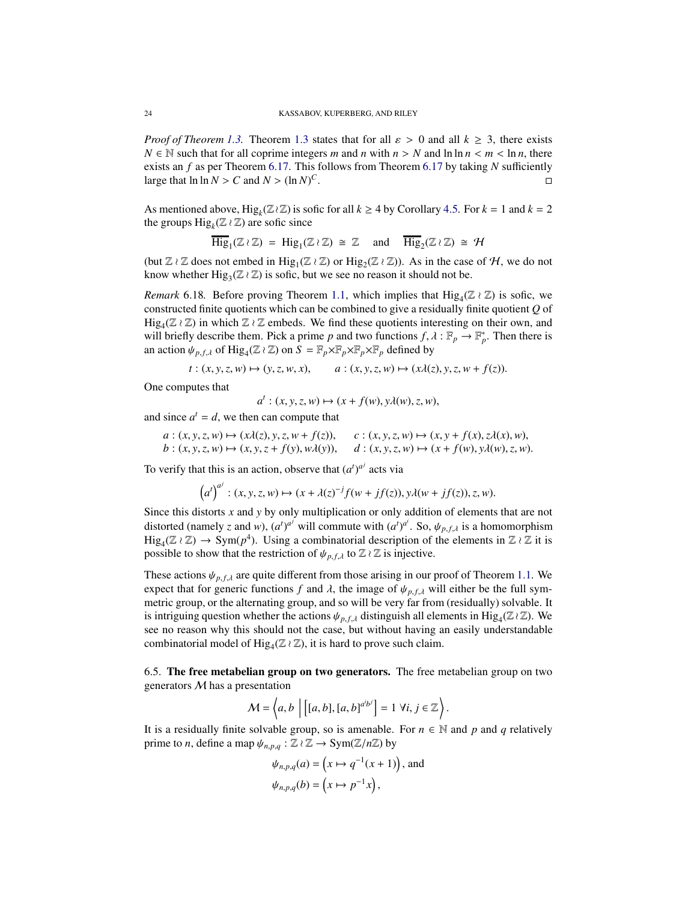*Proof of Theorem 1.3.* Theorem 1.3 states that for all $\varepsilon > 0$ and all $k \geq 3$, there exists $N \in \mathbb{N}$ such that for all coprime integers $m$ and $n$ with $n > N$ and $\ln \ln n < m < \ln n$, there exists an $f$ as per Theorem 6.17. This follows from Theorem 6.17 by taking $N$ sufficiently large that $\ln \ln N > C$ and $N > (\ln N)^C$. $\square$

As mentioned above, $\mathrm{Hig}_k(\mathbb{Z} \wr \mathbb{Z})$ is sofic for all $k \geq 4$ by Corollary 4.5. For $k = 1$ and $k = 2$ the groups $\mathrm{Hig}_k(\mathbb{Z} \wr \mathbb{Z})$ are sofic since

$$\overline{\mathrm{Hig}_1}(\mathbb{Z} \wr \mathbb{Z}) = \mathrm{Hig}_1(\mathbb{Z} \wr \mathbb{Z}) \cong \mathbb{Z} \quad \text{and} \quad \overline{\mathrm{Hig}_2}(\mathbb{Z} \wr \mathbb{Z}) \cong \mathcal{H}$$

(but $\mathbb{Z} \wr \mathbb{Z}$ does not embed in $\mathrm{Hig}_1(\mathbb{Z} \wr \mathbb{Z})$ or $\mathrm{Hig}_2(\mathbb{Z} \wr \mathbb{Z})$). As in the case of $\mathcal{H}$, we do not know whether $\mathrm{Hig}_3(\mathbb{Z} \wr \mathbb{Z})$ is sofic, but we see no reason it should not be.

*Remark* 6.18. Before proving Theorem 1.1, which implies that $\mathrm{Hig}_4(\mathbb{Z} \wr \mathbb{Z})$ is sofic, we constructed finite quotients which can be combined to give a residually finite quotient $Q$ of $\mathrm{Hig}_4(\mathbb{Z} \wr \mathbb{Z})$ in which $\mathbb{Z} \wr \mathbb{Z}$ embeds. We find these quotients interesting on their own, and will briefly describe them. Pick a prime $p$ and two functions $f, \lambda : \mathbb{F}_p \to \mathbb{F}_p^*$. Then there is an action $\psi_{p,f,\lambda}$ of $\mathrm{Hig}_4(\mathbb{Z} \wr \mathbb{Z})$ on $S = \mathbb{F}_p \times \mathbb{F}_p \times \mathbb{F}_p \times \mathbb{F}_p$ defined by

$$t : (x, y, z, w) \mapsto (y, z, w, x), \qquad a : (x, y, z, w) \mapsto (x\lambda(z), y, z, w + f(z)).$$

One computes that

$$a^t : (x, y, z, w) \mapsto (x + f(w), y\lambda(w), z, w),$$

and since $a^t = d$, we then can compute that

$$\begin{aligned} a &: (x, y, z, w) \mapsto (x\lambda(z), y, z, w + f(z)), \qquad & c &: (x, y, z, w) \mapsto (x, y + f(x), z\lambda(x), w), \\ b &: (x, y, z, w) \mapsto (x, y, z + f(y), w\lambda(y)), \qquad & d &: (x, y, z, w) \mapsto (x + f(w), y\lambda(w), z, w). \end{aligned}$$

To verify that this is an action, observe that $(a^t)^{a^j}$ acts via

$$\left(a^t\right)^{a^j} : (x, y, z, w) \mapsto (x + \lambda(z)^{-j} f(w + jf(z)), y\lambda(w + jf(z)), z, w).$$

Since this distorts $x$ and $y$ by only multiplication or only addition of elements that are not distorted (namely $z$ and $w$), $(a^t)^{a^j}$ will commute with $(a^t)^{a^i}$. So, $\psi_{p,f,\lambda}$ is a homomorphism $\mathrm{Hig}_4(\mathbb{Z} \wr \mathbb{Z}) \to \mathrm{Sym}(p^4)$. Using a combinatorial description of the elements in $\mathbb{Z} \wr \mathbb{Z}$ it is possible to show that the restriction of $\psi_{p,f,\lambda}$ to $\mathbb{Z} \wr \mathbb{Z}$ is injective.

These actions $\psi_{p,f,\lambda}$ are quite different from those arising in our proof of Theorem 1.1. We expect that for generic functions $f$ and $\lambda$, the image of $\psi_{p,f,\lambda}$ will either be the full symmetric group, or the alternating group, and so will be very far from (residually) solvable. It is intriguing question whether the actions $\psi_{p,f,\lambda}$ distinguish all elements in $\mathrm{Hig}_4(\mathbb{Z} \wr \mathbb{Z})$. We see no reason why this should not the case, but without having an easily understandable combinatorial model of $\mathrm{Hig}_4(\mathbb{Z} \wr \mathbb{Z})$, it is hard to prove such claim.

## 6.5. The free metabelian group on two generators.

The free metabelian group on two generators $\mathcal{M}$ has a presentation

$$\mathcal{M} = \left\langle a, b \;\middle|\; \left[[a, b], [a, b]^{a^i b^j}\right] = 1 \ \forall i, j \in \mathbb{Z} \right\rangle.$$

It is a residually finite solvable group, so is amenable. For $n \in \mathbb{N}$ and $p$ and $q$ relatively prime to $n$, define a map $\psi_{n,p,q} : \mathbb{Z} \wr \mathbb{Z} \to \mathrm{Sym}(\mathbb{Z}/n\mathbb{Z})$ by

$$\psi_{n,p,q}(a) = \left(x \mapsto q^{-1}(x + 1)\right), \text{ and}$$

$$\psi_{n,p,q}(b) = \left(x \mapsto p^{-1} x\right),$$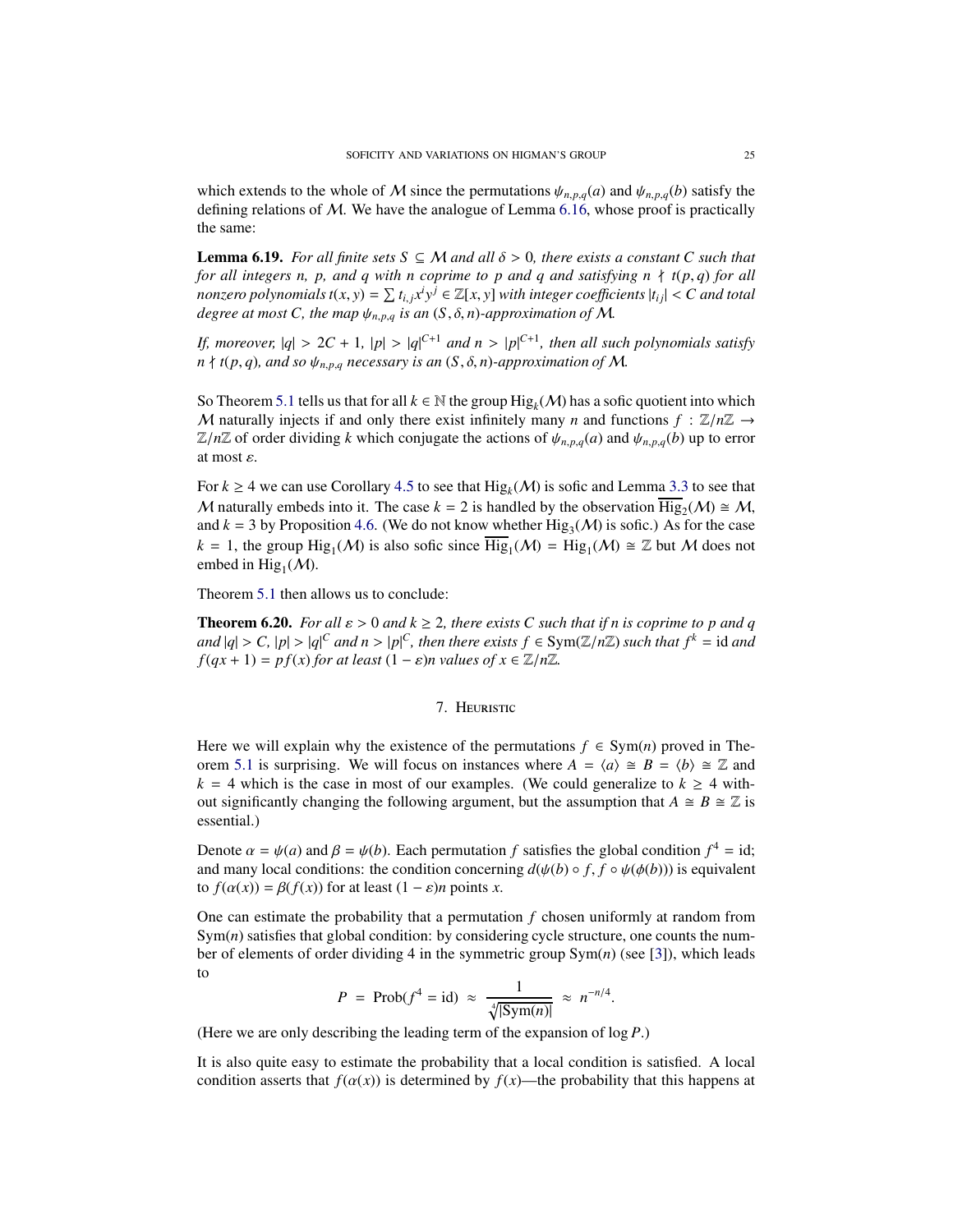which extends to the whole of $\mathcal{M}$ since the permutations $\psi_{n,p,q}(a)$ and $\psi_{n,p,q}(b)$ satisfy the defining relations of $\mathcal{M}$. We have the analogue of Lemma 6.16, whose proof is practically the same:

**Lemma 6.19.** *For all finite sets $S \subseteq \mathcal{M}$ and all $\delta > 0$, there exists a constant $C$ such that for all integers $n$, $p$, and $q$ with $n$ coprime to $p$ and $q$ and satisfying $n \nmid t(p,q)$ for all nonzero polynomials $t(x,y) = \sum t_{i,j} x^i y^j \in \mathbb{Z}[x,y]$ with integer coefficients $|t_{ij}| < C$ and total degree at most $C$, the map $\psi_{n,p,q}$ is an $(S,\delta,n)$-approximation of $\mathcal{M}$.*

*If, moreover, $|q| > 2C + 1$, $|p| > |q|^{C+1}$ and $n > |p|^{C+1}$, then all such polynomials satisfy $n \nmid t(p,q)$, and so $\psi_{n,p,q}$ necessary is an $(S,\delta,n)$-approximation of $\mathcal{M}$.*

So Theorem 5.1 tells us that for all $k \in \mathbb{N}$ the group $\mathrm{Hig}_k(\mathcal{M})$ has a sofic quotient into which $\mathcal{M}$ naturally injects if and only there exist infinitely many $n$ and functions $f : \mathbb{Z}/n\mathbb{Z} \to \mathbb{Z}/n\mathbb{Z}$ of order dividing $k$ which conjugate the actions of $\psi_{n,p,q}(a)$ and $\psi_{n,p,q}(b)$ up to error at most $\varepsilon$.

For $k \geq 4$ we can use Corollary 4.5 to see that $\mathrm{Hig}_k(\mathcal{M})$ is sofic and Lemma 3.3 to see that $\mathcal{M}$ naturally embeds into it. The case $k = 2$ is handled by the observation $\overline{\mathrm{Hig}_2}(\mathcal{M}) \cong \mathcal{M}$, and $k = 3$ by Proposition 4.6. (We do not know whether $\mathrm{Hig}_3(\mathcal{M})$ is sofic.) As for the case $k = 1$, the group $\mathrm{Hig}_1(\mathcal{M})$ is also sofic since $\overline{\mathrm{Hig}_1}(\mathcal{M}) = \mathrm{Hig}_1(\mathcal{M}) \cong \mathbb{Z}$ but $\mathcal{M}$ does not embed in $\mathrm{Hig}_1(\mathcal{M})$.

Theorem 5.1 then allows us to conclude:

**Theorem 6.20.** *For all $\varepsilon > 0$ and $k \geq 2$, there exists $C$ such that if $n$ is coprime to $p$ and $q$ and $|q| > C$, $|p| > |q|^C$ and $n > |p|^C$, then there exists $f \in \mathrm{Sym}(\mathbb{Z}/n\mathbb{Z})$ such that $f^k = \mathrm{id}$ and $f(qx+1) = pf(x)$ for at least $(1-\varepsilon)n$ values of $x \in \mathbb{Z}/n\mathbb{Z}$.*

## 7. Heuristic

Here we will explain why the existence of the permutations $f \in \mathrm{Sym}(n)$ proved in Theorem 5.1 is surprising. We will focus on instances where $A = \langle a \rangle \cong B = \langle b \rangle \cong \mathbb{Z}$ and $k = 4$ which is the case in most of our examples. (We could generalize to $k \geq 4$ without significantly changing the following argument, but the assumption that $A \cong B \cong \mathbb{Z}$ is essential.)

Denote $\alpha = \psi(a)$ and $\beta = \psi(b)$. Each permutation $f$ satisfies the global condition $f^4 = \mathrm{id}$; and many local conditions: the condition concerning $d(\psi(b) \circ f, f \circ \psi(\phi(b)))$ is equivalent to $f(\alpha(x)) = \beta(f(x))$ for at least $(1-\varepsilon)n$ points $x$.

One can estimate the probability that a permutation $f$ chosen uniformly at random from $\mathrm{Sym}(n)$ satisfies that global condition: by considering cycle structure, one counts the number of elements of order dividing 4 in the symmetric group $\mathrm{Sym}(n)$ (see [3]), which leads to

$$P \ = \ \mathrm{Prob}(f^4 = \mathrm{id}) \ \approx \ \frac{1}{\sqrt[4]{|\mathrm{Sym}(n)|}} \ \approx \ n^{-n/4}.$$

(Here we are only describing the leading term of the expansion of $\log P$.)

It is also quite easy to estimate the probability that a local condition is satisfied. A local condition asserts that $f(\alpha(x))$ is determined by $f(x)$—the probability that this happens at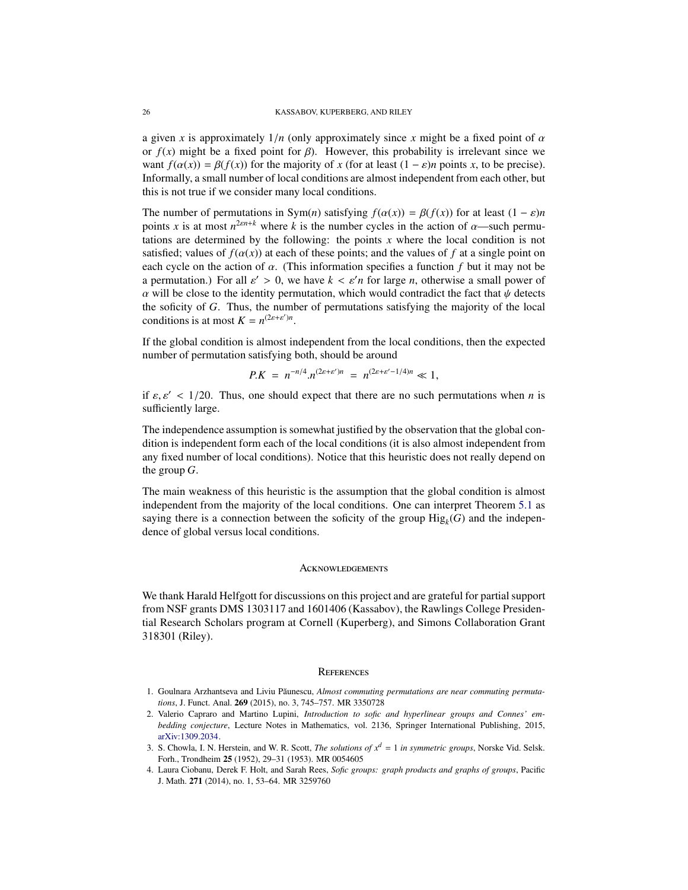a given $x$ is approximately $1/n$ (only approximately since $x$ might be a fixed point of $\alpha$ or $f(x)$ might be a fixed point for $\beta$). However, this probability is irrelevant since we want $f(\alpha(x)) = \beta(f(x))$ for the majority of $x$ (for at least $(1-\varepsilon)n$ points $x$, to be precise). Informally, a small number of local conditions are almost independent from each other, but this is not true if we consider many local conditions.

The number of permutations in $\mathrm{Sym}(n)$ satisfying $f(\alpha(x)) = \beta(f(x))$ for at least $(1-\varepsilon)n$ points $x$ is at most $n^{2\varepsilon n + k}$ where $k$ is the number cycles in the action of $\alpha$—such permutations are determined by the following: the points $x$ where the local condition is not satisfied; values of $f(\alpha(x))$ at each of these points; and the values of $f$ at a single point on each cycle on the action of $\alpha$. (This information specifies a function $f$ but it may not be a permutation.) For all $\varepsilon' > 0$, we have $k < \varepsilon' n$ for large $n$, otherwise a small power of $\alpha$ will be close to the identity permutation, which would contradict the fact that $\psi$ detects the soficity of $G$. Thus, the number of permutations satisfying the majority of the local conditions is at most $K = n^{(2\varepsilon+\varepsilon')n}$.

If the global condition is almost independent from the local conditions, then the expected number of permutation satisfying both, should be around

$$P.K \;=\; n^{-n/4}.n^{(2\varepsilon+\varepsilon')n} \;=\; n^{(2\varepsilon+\varepsilon'-1/4)n} \ll 1,$$

if $\varepsilon, \varepsilon' < 1/20$. Thus, one should expect that there are no such permutations when $n$ is sufficiently large.

The independence assumption is somewhat justified by the observation that the global condition is independent form each of the local conditions (it is also almost independent from any fixed number of local conditions). Notice that this heuristic does not really depend on the group $G$.

The main weakness of this heuristic is the assumption that the global condition is almost independent from the majority of the local conditions. One can interpret Theorem 5.1 as saying there is a connection between the soficity of the group $\mathrm{Hig}_k(G)$ and the independence of global versus local conditions.

## Acknowledgements

We thank Harald Helfgott for discussions on this project and are grateful for partial support from NSF grants DMS 1303117 and 1601406 (Kassabov), the Rawlings College Presidential Research Scholars program at Cornell (Kuperberg), and Simons Collaboration Grant 318301 (Riley).

## References

1. Goulnara Arzhantseva and Liviu Păunescu, *Almost commuting permutations are near commuting permutations*, J. Funct. Anal. **269** (2015), no. 3, 745–757. MR 3350728
2. Valerio Capraro and Martino Lupini, *Introduction to sofic and hyperlinear groups and Connes' embedding conjecture*, Lecture Notes in Mathematics, vol. 2136, Springer International Publishing, 2015, arXiv:1309.2034.
3. S. Chowla, I. N. Herstein, and W. R. Scott, *The solutions of $x^d = 1$ in symmetric groups*, Norske Vid. Selsk. Forh., Trondheim **25** (1952), 29–31 (1953). MR 0054605
4. Laura Ciobanu, Derek F. Holt, and Sarah Rees, *Sofic groups: graph products and graphs of groups*, Pacific J. Math. **271** (2014), no. 1, 53–64. MR 3259760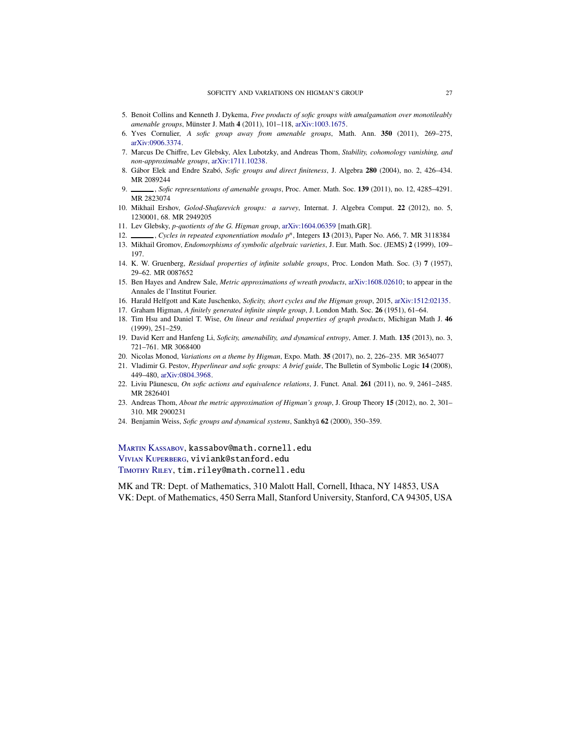5. Benoit Collins and Kenneth J. Dykema, *Free products of sofic groups with amalgamation over monotileably amenable groups*, Münster J. Math **4** (2011), 101–118, arXiv:1003.1675.
6. Yves Cornulier, *A sofic group away from amenable groups*, Math. Ann. **350** (2011), 269–275, arXiv:0906.3374.
7. Marcus De Chiffre, Lev Glebsky, Alex Lubotzky, and Andreas Thom, *Stability, cohomology vanishing, and non-approximable groups*, arXiv:1711.10238.
8. Gábor Elek and Endre Szabó, *Sofic groups and direct finiteness*, J. Algebra **280** (2004), no. 2, 426–434. MR 2089244
9. ______, *Sofic representations of amenable groups*, Proc. Amer. Math. Soc. **139** (2011), no. 12, 4285–4291. MR 2823074
10. Mikhail Ershov, *Golod-Shafarevich groups: a survey*, Internat. J. Algebra Comput. **22** (2012), no. 5, 1230001, 68. MR 2949205
11. Lev Glebsky, *p-quotients of the G. Higman group*, arXiv:1604.06359 [math.GR].
12. ______, *Cycles in repeated exponentiation modulo $p^n$*, Integers **13** (2013), Paper No. A66, 7. MR 3118384
13. Mikhail Gromov, *Endomorphisms of symbolic algebraic varieties*, J. Eur. Math. Soc. (JEMS) **2** (1999), 109–197.
14. K. W. Gruenberg, *Residual properties of infinite soluble groups*, Proc. London Math. Soc. (3) **7** (1957), 29–62. MR 0087652
15. Ben Hayes and Andrew Sale, *Metric approximations of wreath products*, arXiv:1608.02610; to appear in the Annales de l'Institut Fourier.
16. Harald Helfgott and Kate Juschenko, *Soficity, short cycles and the Higman group*, 2015, arXiv:1512:02135.
17. Graham Higman, *A finitely generated infinite simple group*, J. London Math. Soc. **26** (1951), 61–64.
18. Tim Hsu and Daniel T. Wise, *On linear and residual properties of graph products*, Michigan Math J. **46** (1999), 251–259.
19. David Kerr and Hanfeng Li, *Soficity, amenability, and dynamical entropy*, Amer. J. Math. **135** (2013), no. 3, 721–761. MR 3068400
20. Nicolas Monod, *Variations on a theme by Higman*, Expo. Math. **35** (2017), no. 2, 226–235. MR 3654077
21. Vladimir G. Pestov, *Hyperlinear and sofic groups: A brief guide*, The Bulletin of Symbolic Logic **14** (2008), 449–480, arXiv:0804.3968.
22. Liviu Păunescu, *On sofic actions and equivalence relations*, J. Funct. Anal. **261** (2011), no. 9, 2461–2485. MR 2826401
23. Andreas Thom, *About the metric approximation of Higman's group*, J. Group Theory **15** (2012), no. 2, 301–310. MR 2900231
24. Benjamin Weiss, *Sofic groups and dynamical systems*, Sankhyā **62** (2000), 350–359.

Martin Kassabov, kassabov@math.cornell.edu
Vivian Kuperberg, viviank@stanford.edu
Timothy Riley, tim.riley@math.cornell.edu

MK and TR: Dept. of Mathematics, 310 Malott Hall, Cornell, Ithaca, NY 14853, USA
VK: Dept. of Mathematics, 450 Serra Mall, Stanford University, Stanford, CA 94305, USA